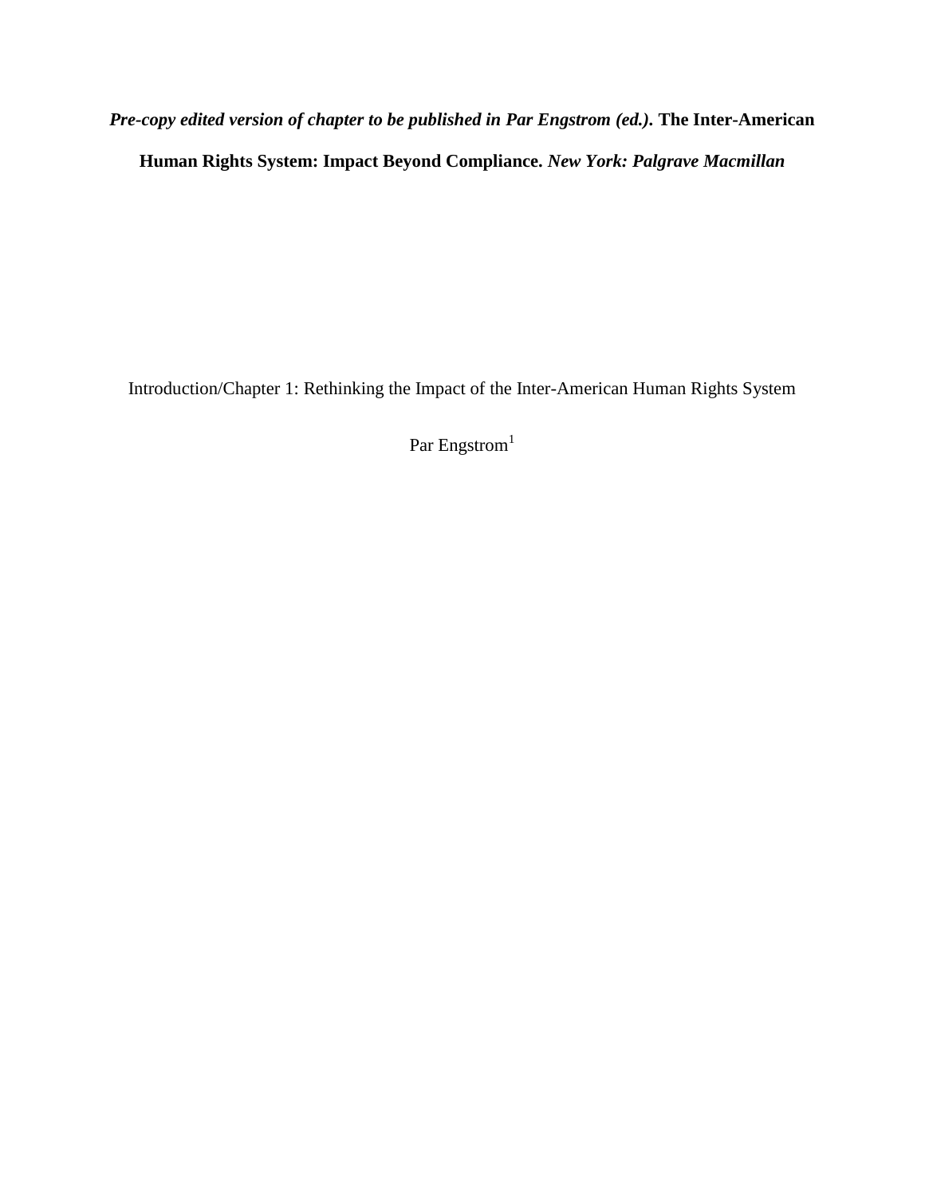***Pre-copy edited version of chapter to be published in Par Engstrom (ed.).*** **The Inter-American Human Rights System: Impact Beyond Compliance.** ***New York: Palgrave Macmillan***

# Introduction/Chapter 1: Rethinking the Impact of the Inter-American Human Rights System

Par Engstrom[1]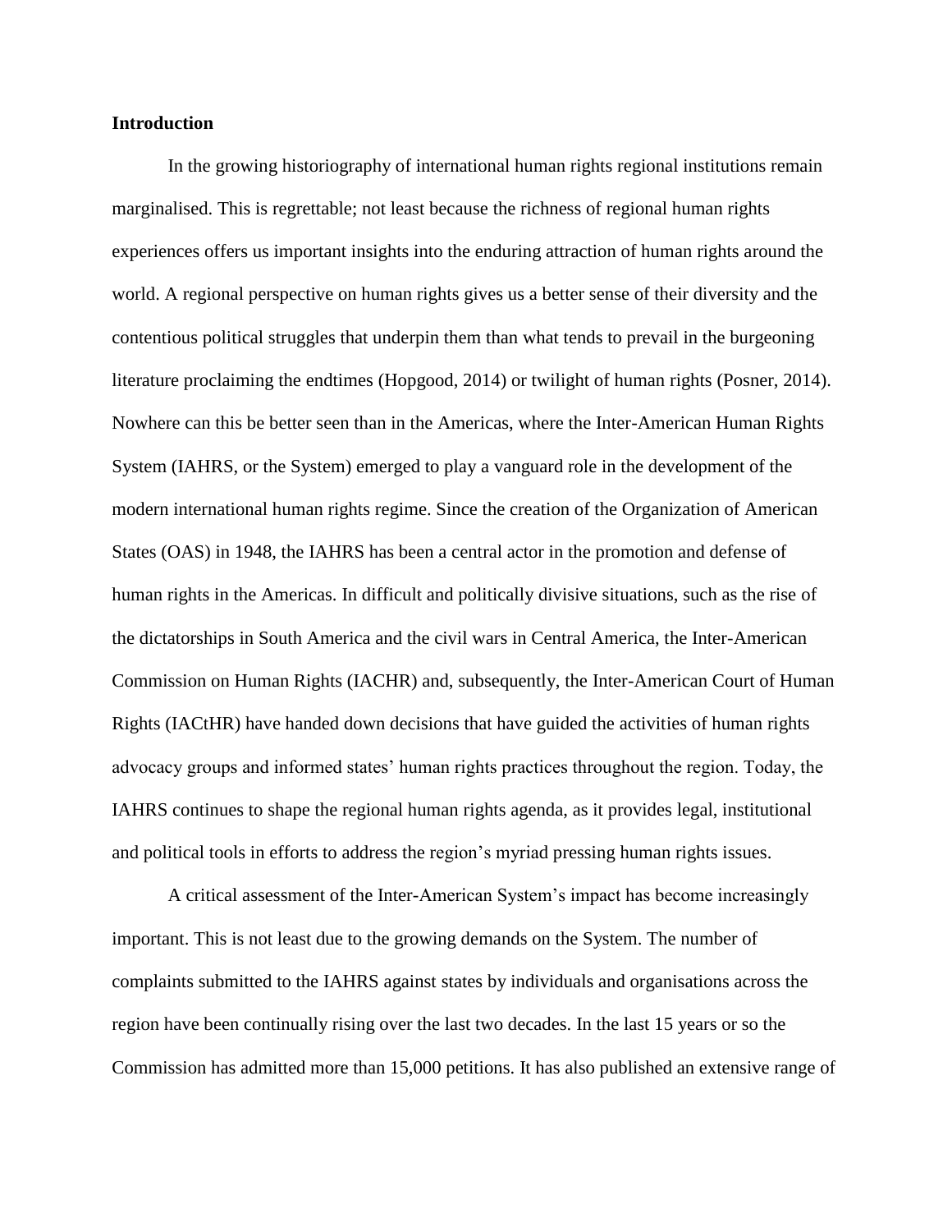**Introduction**

In the growing historiography of international human rights regional institutions remain marginalised. This is regrettable; not least because the richness of regional human rights experiences offers us important insights into the enduring attraction of human rights around the world. A regional perspective on human rights gives us a better sense of their diversity and the contentious political struggles that underpin them than what tends to prevail in the burgeoning literature proclaiming the endtimes (Hopgood, 2014) or twilight of human rights (Posner, 2014). Nowhere can this be better seen than in the Americas, where the Inter-American Human Rights System (IAHRS, or the System) emerged to play a vanguard role in the development of the modern international human rights regime. Since the creation of the Organization of American States (OAS) in 1948, the IAHRS has been a central actor in the promotion and defense of human rights in the Americas. In difficult and politically divisive situations, such as the rise of the dictatorships in South America and the civil wars in Central America, the Inter-American Commission on Human Rights (IACHR) and, subsequently, the Inter-American Court of Human Rights (IACtHR) have handed down decisions that have guided the activities of human rights advocacy groups and informed states' human rights practices throughout the region. Today, the IAHRS continues to shape the regional human rights agenda, as it provides legal, institutional and political tools in efforts to address the region's myriad pressing human rights issues.

A critical assessment of the Inter-American System's impact has become increasingly important. This is not least due to the growing demands on the System. The number of complaints submitted to the IAHRS against states by individuals and organisations across the region have been continually rising over the last two decades. In the last 15 years or so the Commission has admitted more than 15,000 petitions. It has also published an extensive range of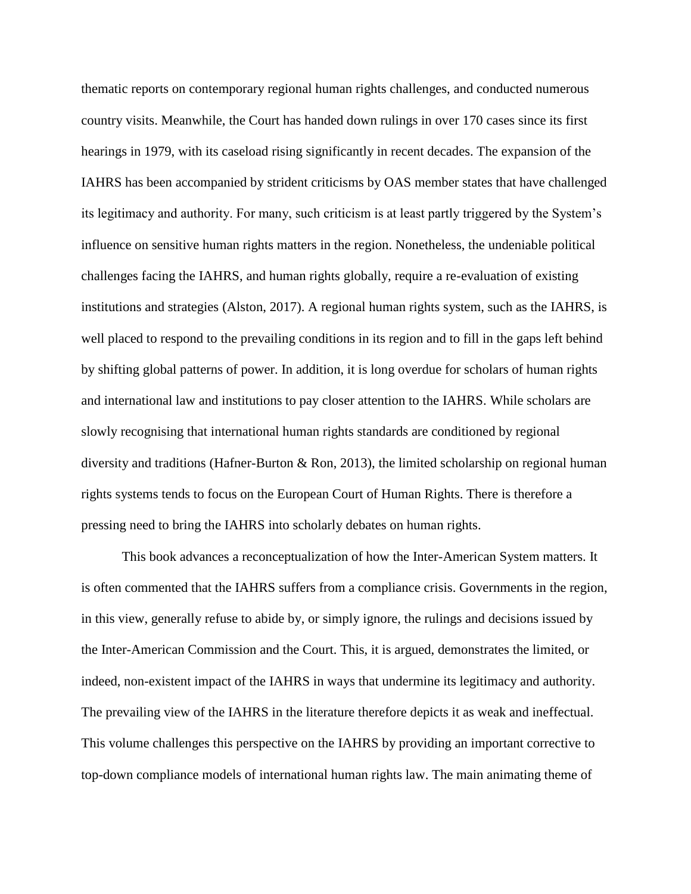thematic reports on contemporary regional human rights challenges, and conducted numerous country visits. Meanwhile, the Court has handed down rulings in over 170 cases since its first hearings in 1979, with its caseload rising significantly in recent decades. The expansion of the IAHRS has been accompanied by strident criticisms by OAS member states that have challenged its legitimacy and authority. For many, such criticism is at least partly triggered by the System's influence on sensitive human rights matters in the region. Nonetheless, the undeniable political challenges facing the IAHRS, and human rights globally, require a re-evaluation of existing institutions and strategies (Alston, 2017). A regional human rights system, such as the IAHRS, is well placed to respond to the prevailing conditions in its region and to fill in the gaps left behind by shifting global patterns of power. In addition, it is long overdue for scholars of human rights and international law and institutions to pay closer attention to the IAHRS. While scholars are slowly recognising that international human rights standards are conditioned by regional diversity and traditions (Hafner-Burton & Ron, 2013), the limited scholarship on regional human rights systems tends to focus on the European Court of Human Rights. There is therefore a pressing need to bring the IAHRS into scholarly debates on human rights.

This book advances a reconceptualization of how the Inter-American System matters. It is often commented that the IAHRS suffers from a compliance crisis. Governments in the region, in this view, generally refuse to abide by, or simply ignore, the rulings and decisions issued by the Inter-American Commission and the Court. This, it is argued, demonstrates the limited, or indeed, non-existent impact of the IAHRS in ways that undermine its legitimacy and authority. The prevailing view of the IAHRS in the literature therefore depicts it as weak and ineffectual. This volume challenges this perspective on the IAHRS by providing an important corrective to top-down compliance models of international human rights law. The main animating theme of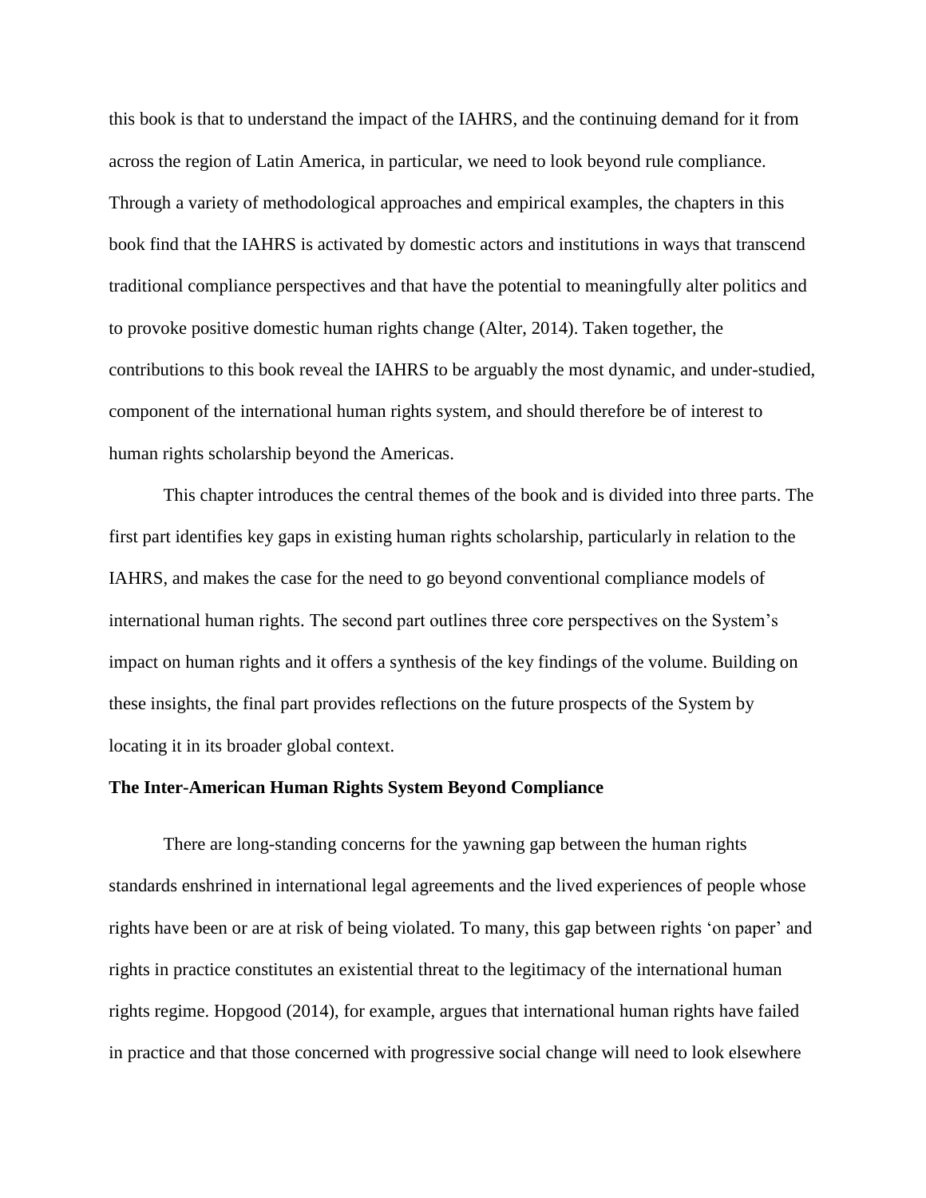this book is that to understand the impact of the IAHRS, and the continuing demand for it from across the region of Latin America, in particular, we need to look beyond rule compliance. Through a variety of methodological approaches and empirical examples, the chapters in this book find that the IAHRS is activated by domestic actors and institutions in ways that transcend traditional compliance perspectives and that have the potential to meaningfully alter politics and to provoke positive domestic human rights change (Alter, 2014). Taken together, the contributions to this book reveal the IAHRS to be arguably the most dynamic, and under-studied, component of the international human rights system, and should therefore be of interest to human rights scholarship beyond the Americas.

This chapter introduces the central themes of the book and is divided into three parts. The first part identifies key gaps in existing human rights scholarship, particularly in relation to the IAHRS, and makes the case for the need to go beyond conventional compliance models of international human rights. The second part outlines three core perspectives on the System's impact on human rights and it offers a synthesis of the key findings of the volume. Building on these insights, the final part provides reflections on the future prospects of the System by locating it in its broader global context.

**The Inter-American Human Rights System Beyond Compliance**

There are long-standing concerns for the yawning gap between the human rights standards enshrined in international legal agreements and the lived experiences of people whose rights have been or are at risk of being violated. To many, this gap between rights 'on paper' and rights in practice constitutes an existential threat to the legitimacy of the international human rights regime. Hopgood (2014), for example, argues that international human rights have failed in practice and that those concerned with progressive social change will need to look elsewhere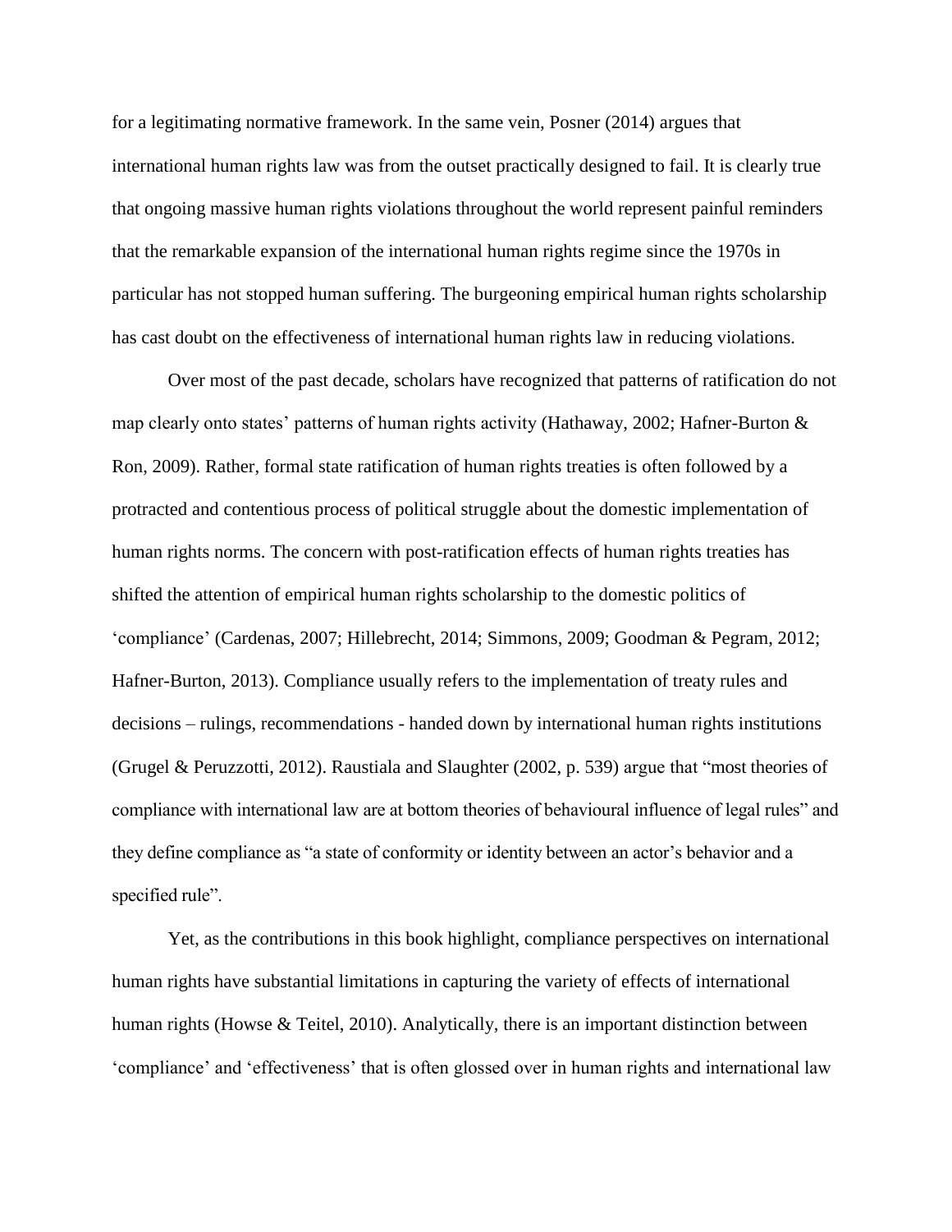for a legitimating normative framework. In the same vein, Posner (2014) argues that international human rights law was from the outset practically designed to fail. It is clearly true that ongoing massive human rights violations throughout the world represent painful reminders that the remarkable expansion of the international human rights regime since the 1970s in particular has not stopped human suffering. The burgeoning empirical human rights scholarship has cast doubt on the effectiveness of international human rights law in reducing violations.

Over most of the past decade, scholars have recognized that patterns of ratification do not map clearly onto states' patterns of human rights activity (Hathaway, 2002; Hafner-Burton & Ron, 2009). Rather, formal state ratification of human rights treaties is often followed by a protracted and contentious process of political struggle about the domestic implementation of human rights norms. The concern with post-ratification effects of human rights treaties has shifted the attention of empirical human rights scholarship to the domestic politics of 'compliance' (Cardenas, 2007; Hillebrecht, 2014; Simmons, 2009; Goodman & Pegram, 2012; Hafner-Burton, 2013). Compliance usually refers to the implementation of treaty rules and decisions – rulings, recommendations - handed down by international human rights institutions (Grugel & Peruzzotti, 2012). Raustiala and Slaughter (2002, p. 539) argue that "most theories of compliance with international law are at bottom theories of behavioural influence of legal rules" and they define compliance as "a state of conformity or identity between an actor's behavior and a specified rule".

Yet, as the contributions in this book highlight, compliance perspectives on international human rights have substantial limitations in capturing the variety of effects of international human rights (Howse & Teitel, 2010). Analytically, there is an important distinction between 'compliance' and 'effectiveness' that is often glossed over in human rights and international law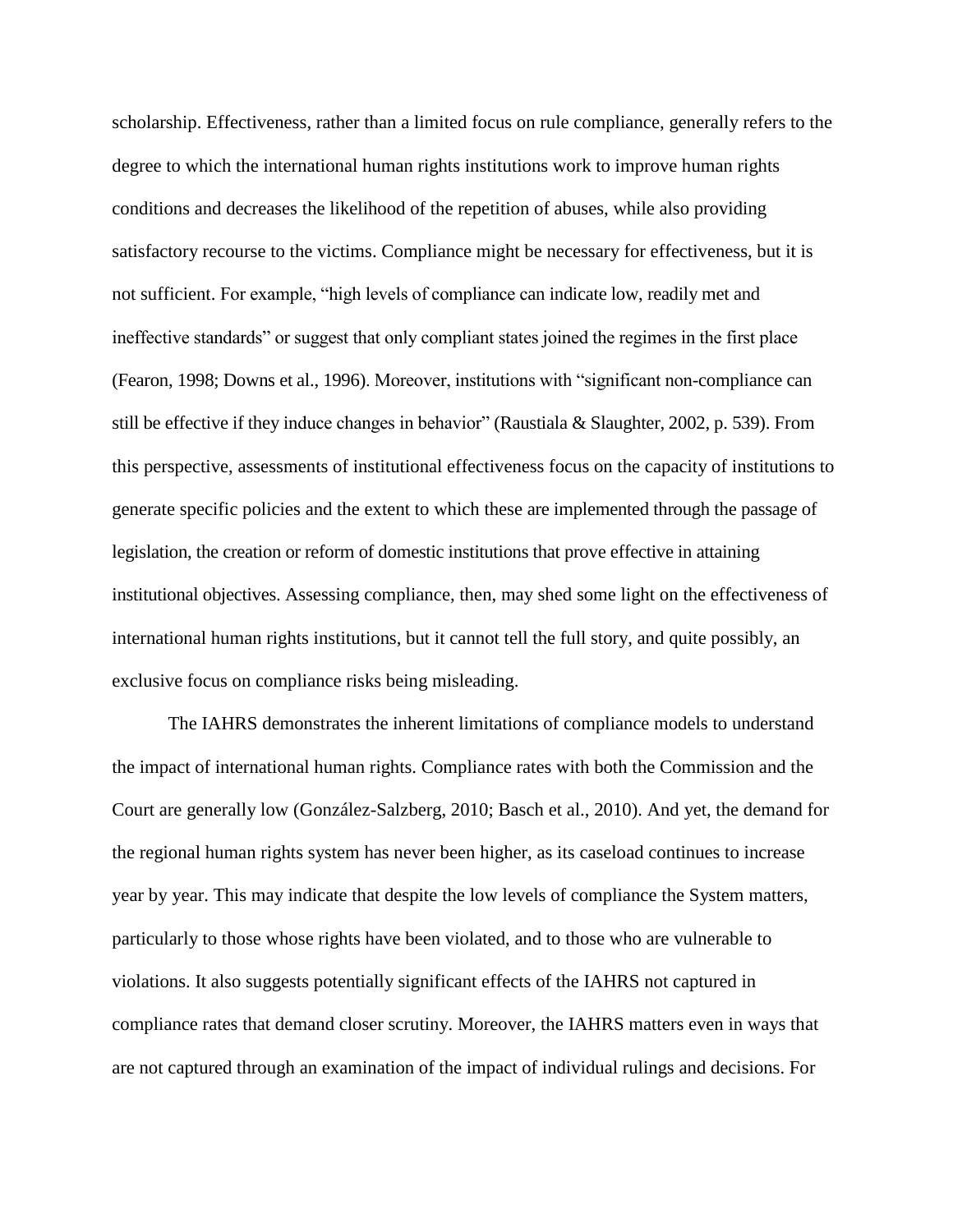scholarship. Effectiveness, rather than a limited focus on rule compliance, generally refers to the degree to which the international human rights institutions work to improve human rights conditions and decreases the likelihood of the repetition of abuses, while also providing satisfactory recourse to the victims. Compliance might be necessary for effectiveness, but it is not sufficient. For example, "high levels of compliance can indicate low, readily met and ineffective standards" or suggest that only compliant states joined the regimes in the first place (Fearon, 1998; Downs et al., 1996). Moreover, institutions with "significant non-compliance can still be effective if they induce changes in behavior" (Raustiala & Slaughter, 2002, p. 539). From this perspective, assessments of institutional effectiveness focus on the capacity of institutions to generate specific policies and the extent to which these are implemented through the passage of legislation, the creation or reform of domestic institutions that prove effective in attaining institutional objectives. Assessing compliance, then, may shed some light on the effectiveness of international human rights institutions, but it cannot tell the full story, and quite possibly, an exclusive focus on compliance risks being misleading.

The IAHRS demonstrates the inherent limitations of compliance models to understand the impact of international human rights. Compliance rates with both the Commission and the Court are generally low (González-Salzberg, 2010; Basch et al., 2010). And yet, the demand for the regional human rights system has never been higher, as its caseload continues to increase year by year. This may indicate that despite the low levels of compliance the System matters, particularly to those whose rights have been violated, and to those who are vulnerable to violations. It also suggests potentially significant effects of the IAHRS not captured in compliance rates that demand closer scrutiny. Moreover, the IAHRS matters even in ways that are not captured through an examination of the impact of individual rulings and decisions. For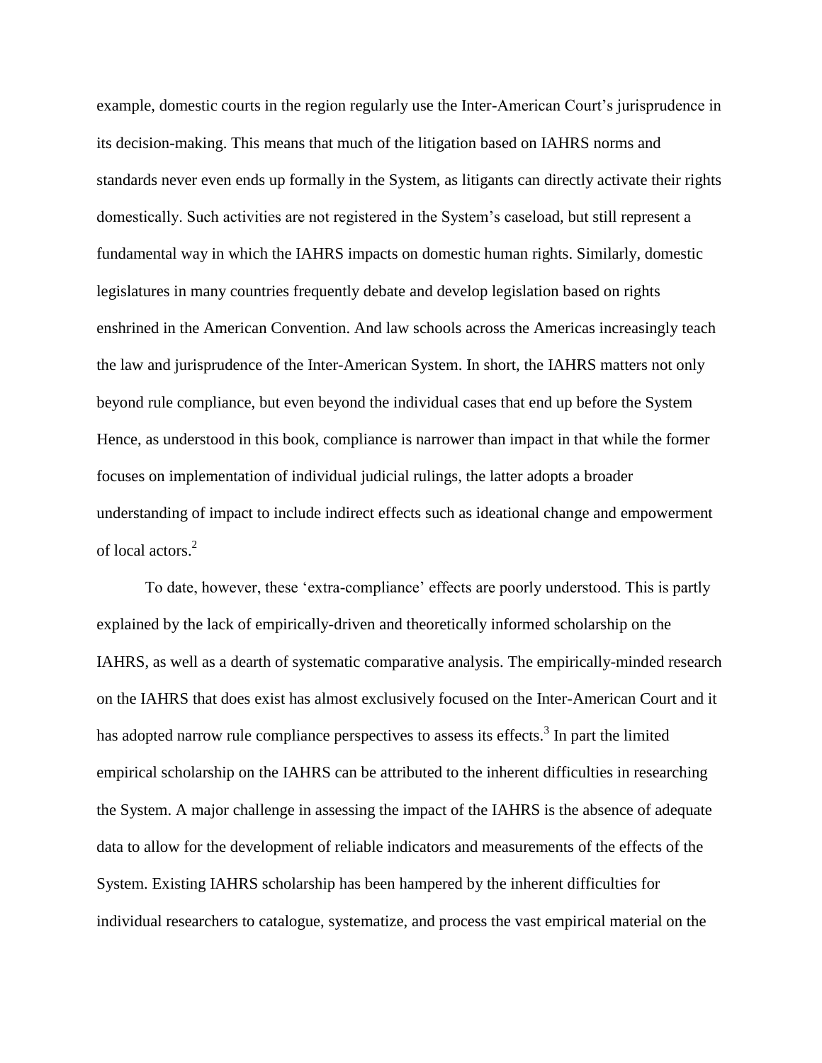example, domestic courts in the region regularly use the Inter-American Court's jurisprudence in its decision-making. This means that much of the litigation based on IAHRS norms and standards never even ends up formally in the System, as litigants can directly activate their rights domestically. Such activities are not registered in the System's caseload, but still represent a fundamental way in which the IAHRS impacts on domestic human rights. Similarly, domestic legislatures in many countries frequently debate and develop legislation based on rights enshrined in the American Convention. And law schools across the Americas increasingly teach the law and jurisprudence of the Inter-American System. In short, the IAHRS matters not only beyond rule compliance, but even beyond the individual cases that end up before the System Hence, as understood in this book, compliance is narrower than impact in that while the former focuses on implementation of individual judicial rulings, the latter adopts a broader understanding of impact to include indirect effects such as ideational change and empowerment of local actors.[2]

To date, however, these 'extra-compliance' effects are poorly understood. This is partly explained by the lack of empirically-driven and theoretically informed scholarship on the IAHRS, as well as a dearth of systematic comparative analysis. The empirically-minded research on the IAHRS that does exist has almost exclusively focused on the Inter-American Court and it has adopted narrow rule compliance perspectives to assess its effects.[3] In part the limited empirical scholarship on the IAHRS can be attributed to the inherent difficulties in researching the System. A major challenge in assessing the impact of the IAHRS is the absence of adequate data to allow for the development of reliable indicators and measurements of the effects of the System. Existing IAHRS scholarship has been hampered by the inherent difficulties for individual researchers to catalogue, systematize, and process the vast empirical material on the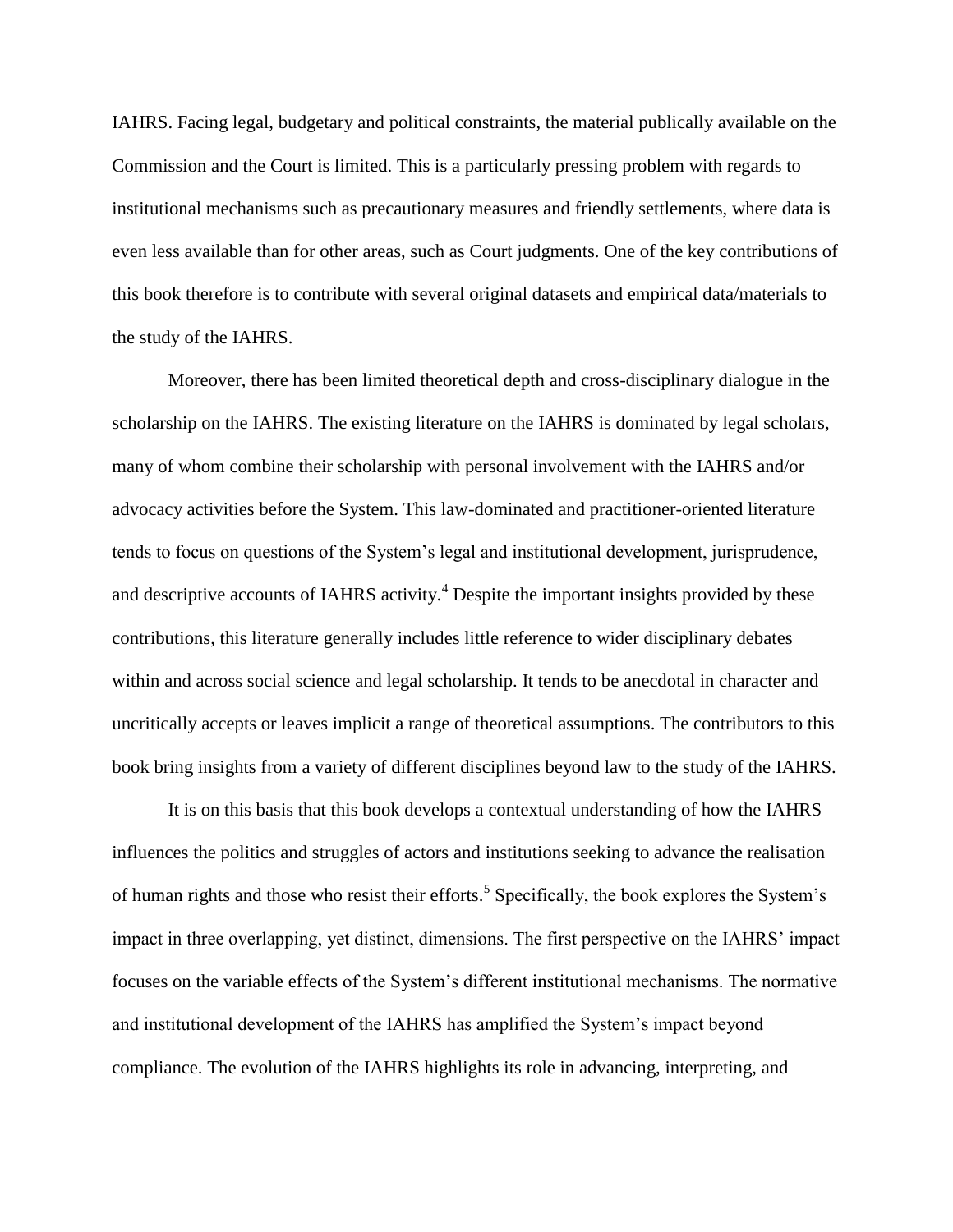IAHRS. Facing legal, budgetary and political constraints, the material publically available on the Commission and the Court is limited. This is a particularly pressing problem with regards to institutional mechanisms such as precautionary measures and friendly settlements, where data is even less available than for other areas, such as Court judgments. One of the key contributions of this book therefore is to contribute with several original datasets and empirical data/materials to the study of the IAHRS.

Moreover, there has been limited theoretical depth and cross-disciplinary dialogue in the scholarship on the IAHRS. The existing literature on the IAHRS is dominated by legal scholars, many of whom combine their scholarship with personal involvement with the IAHRS and/or advocacy activities before the System. This law-dominated and practitioner-oriented literature tends to focus on questions of the System's legal and institutional development, jurisprudence, and descriptive accounts of IAHRS activity.[4] Despite the important insights provided by these contributions, this literature generally includes little reference to wider disciplinary debates within and across social science and legal scholarship. It tends to be anecdotal in character and uncritically accepts or leaves implicit a range of theoretical assumptions. The contributors to this book bring insights from a variety of different disciplines beyond law to the study of the IAHRS.

It is on this basis that this book develops a contextual understanding of how the IAHRS influences the politics and struggles of actors and institutions seeking to advance the realisation of human rights and those who resist their efforts.[5] Specifically, the book explores the System's impact in three overlapping, yet distinct, dimensions. The first perspective on the IAHRS' impact focuses on the variable effects of the System's different institutional mechanisms. The normative and institutional development of the IAHRS has amplified the System's impact beyond compliance. The evolution of the IAHRS highlights its role in advancing, interpreting, and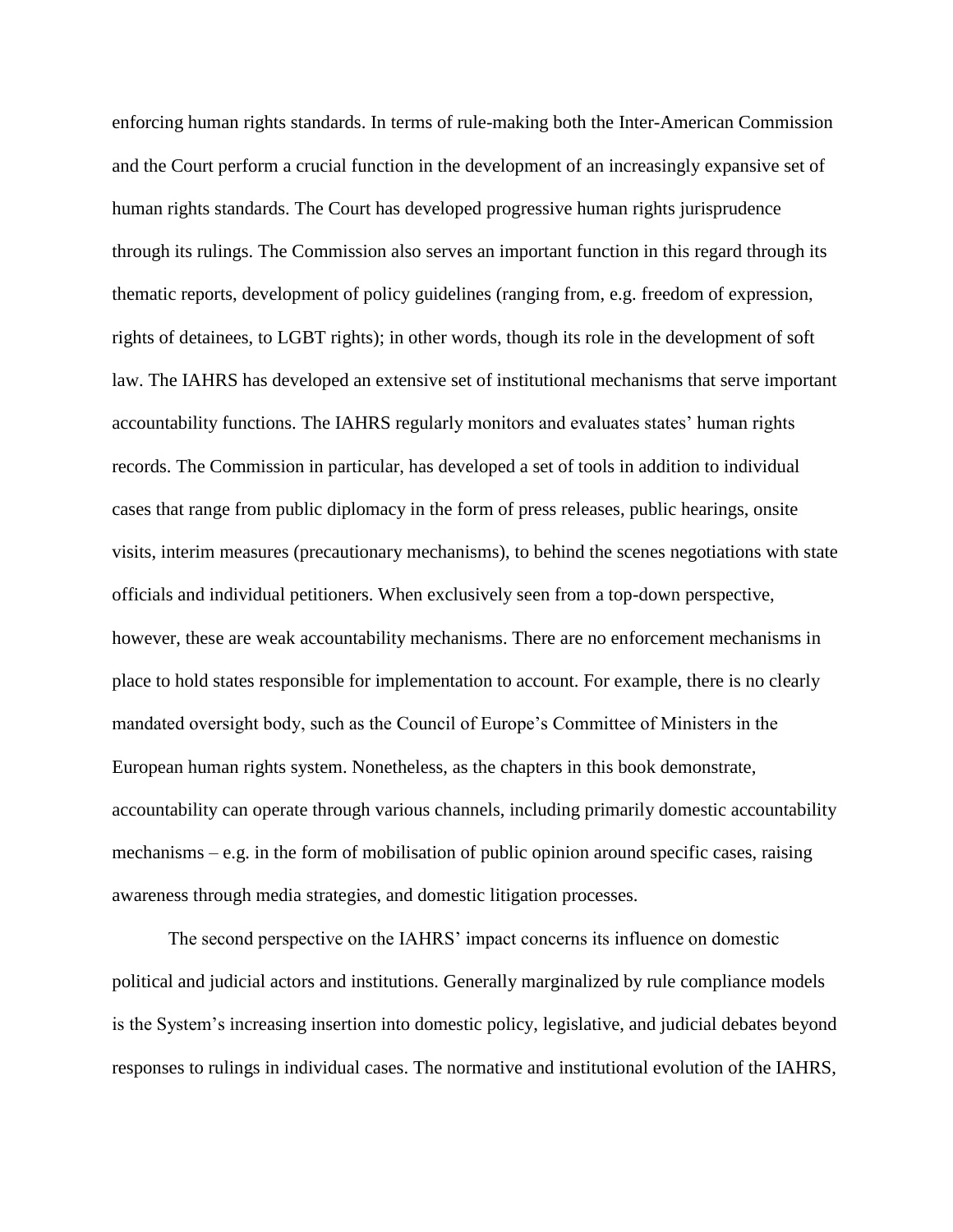enforcing human rights standards. In terms of rule-making both the Inter-American Commission and the Court perform a crucial function in the development of an increasingly expansive set of human rights standards. The Court has developed progressive human rights jurisprudence through its rulings. The Commission also serves an important function in this regard through its thematic reports, development of policy guidelines (ranging from, e.g. freedom of expression, rights of detainees, to LGBT rights); in other words, though its role in the development of soft law. The IAHRS has developed an extensive set of institutional mechanisms that serve important accountability functions. The IAHRS regularly monitors and evaluates states' human rights records. The Commission in particular, has developed a set of tools in addition to individual cases that range from public diplomacy in the form of press releases, public hearings, onsite visits, interim measures (precautionary mechanisms), to behind the scenes negotiations with state officials and individual petitioners. When exclusively seen from a top-down perspective, however, these are weak accountability mechanisms. There are no enforcement mechanisms in place to hold states responsible for implementation to account. For example, there is no clearly mandated oversight body, such as the Council of Europe's Committee of Ministers in the European human rights system. Nonetheless, as the chapters in this book demonstrate, accountability can operate through various channels, including primarily domestic accountability mechanisms – e.g. in the form of mobilisation of public opinion around specific cases, raising awareness through media strategies, and domestic litigation processes.

The second perspective on the IAHRS' impact concerns its influence on domestic political and judicial actors and institutions. Generally marginalized by rule compliance models is the System's increasing insertion into domestic policy, legislative, and judicial debates beyond responses to rulings in individual cases. The normative and institutional evolution of the IAHRS,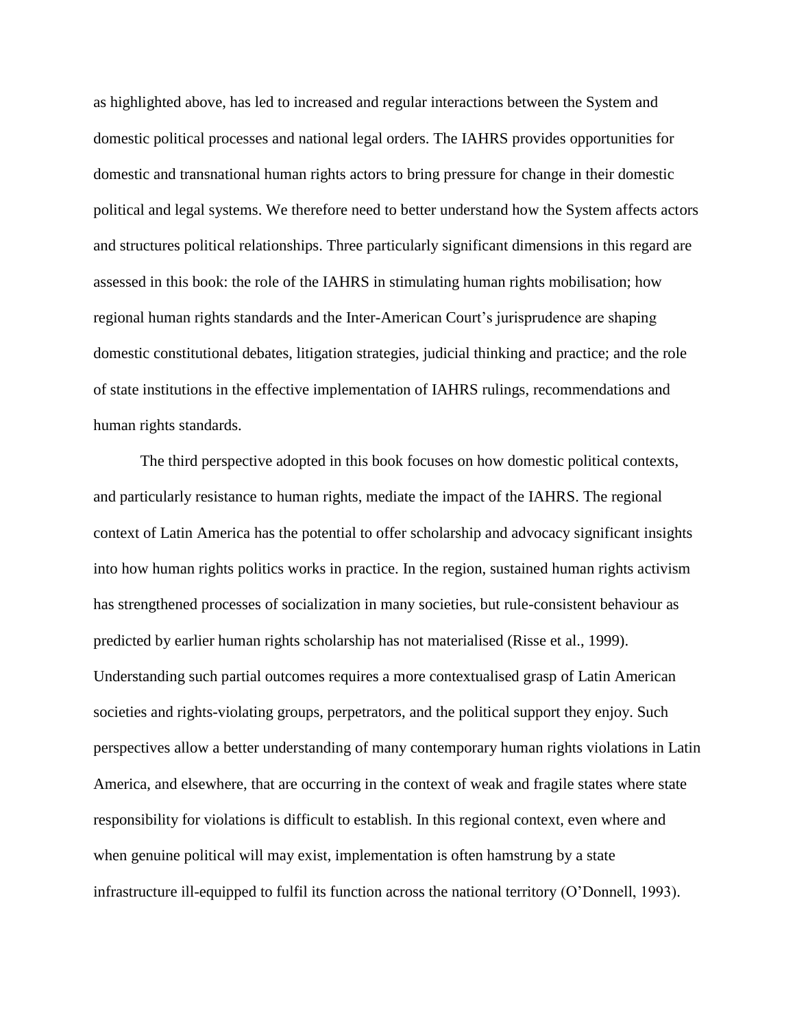as highlighted above, has led to increased and regular interactions between the System and domestic political processes and national legal orders. The IAHRS provides opportunities for domestic and transnational human rights actors to bring pressure for change in their domestic political and legal systems. We therefore need to better understand how the System affects actors and structures political relationships. Three particularly significant dimensions in this regard are assessed in this book: the role of the IAHRS in stimulating human rights mobilisation; how regional human rights standards and the Inter-American Court's jurisprudence are shaping domestic constitutional debates, litigation strategies, judicial thinking and practice; and the role of state institutions in the effective implementation of IAHRS rulings, recommendations and human rights standards.

The third perspective adopted in this book focuses on how domestic political contexts, and particularly resistance to human rights, mediate the impact of the IAHRS. The regional context of Latin America has the potential to offer scholarship and advocacy significant insights into how human rights politics works in practice. In the region, sustained human rights activism has strengthened processes of socialization in many societies, but rule-consistent behaviour as predicted by earlier human rights scholarship has not materialised (Risse et al., 1999). Understanding such partial outcomes requires a more contextualised grasp of Latin American societies and rights-violating groups, perpetrators, and the political support they enjoy. Such perspectives allow a better understanding of many contemporary human rights violations in Latin America, and elsewhere, that are occurring in the context of weak and fragile states where state responsibility for violations is difficult to establish. In this regional context, even where and when genuine political will may exist, implementation is often hamstrung by a state infrastructure ill-equipped to fulfil its function across the national territory (O'Donnell, 1993).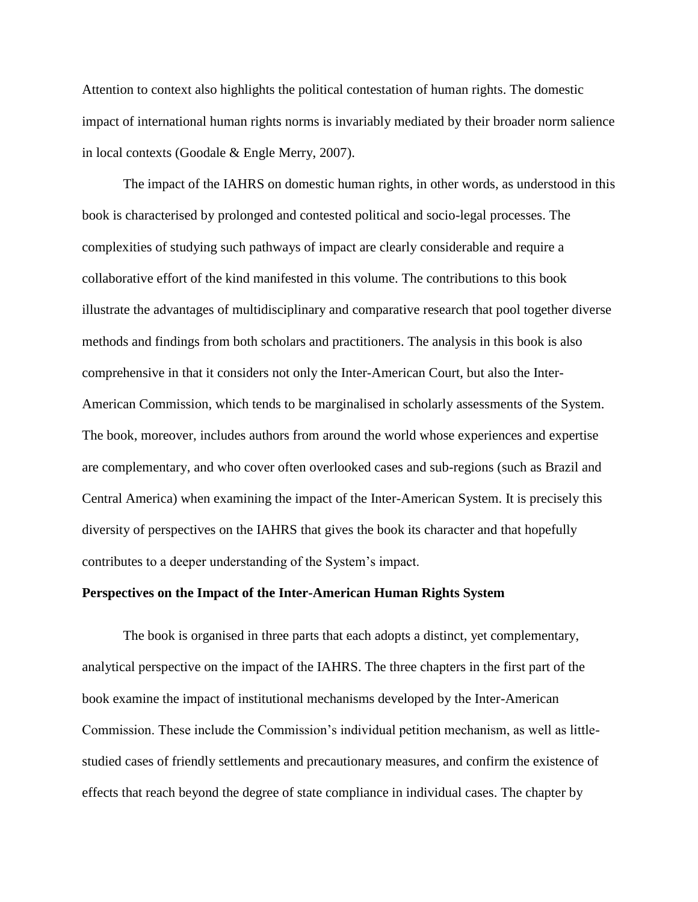Attention to context also highlights the political contestation of human rights. The domestic impact of international human rights norms is invariably mediated by their broader norm salience in local contexts (Goodale & Engle Merry, 2007).

The impact of the IAHRS on domestic human rights, in other words, as understood in this book is characterised by prolonged and contested political and socio-legal processes. The complexities of studying such pathways of impact are clearly considerable and require a collaborative effort of the kind manifested in this volume. The contributions to this book illustrate the advantages of multidisciplinary and comparative research that pool together diverse methods and findings from both scholars and practitioners. The analysis in this book is also comprehensive in that it considers not only the Inter-American Court, but also the Inter-American Commission, which tends to be marginalised in scholarly assessments of the System. The book, moreover, includes authors from around the world whose experiences and expertise are complementary, and who cover often overlooked cases and sub-regions (such as Brazil and Central America) when examining the impact of the Inter-American System. It is precisely this diversity of perspectives on the IAHRS that gives the book its character and that hopefully contributes to a deeper understanding of the System's impact.

**Perspectives on the Impact of the Inter-American Human Rights System**

The book is organised in three parts that each adopts a distinct, yet complementary, analytical perspective on the impact of the IAHRS. The three chapters in the first part of the book examine the impact of institutional mechanisms developed by the Inter-American Commission. These include the Commission's individual petition mechanism, as well as little-studied cases of friendly settlements and precautionary measures, and confirm the existence of effects that reach beyond the degree of state compliance in individual cases. The chapter by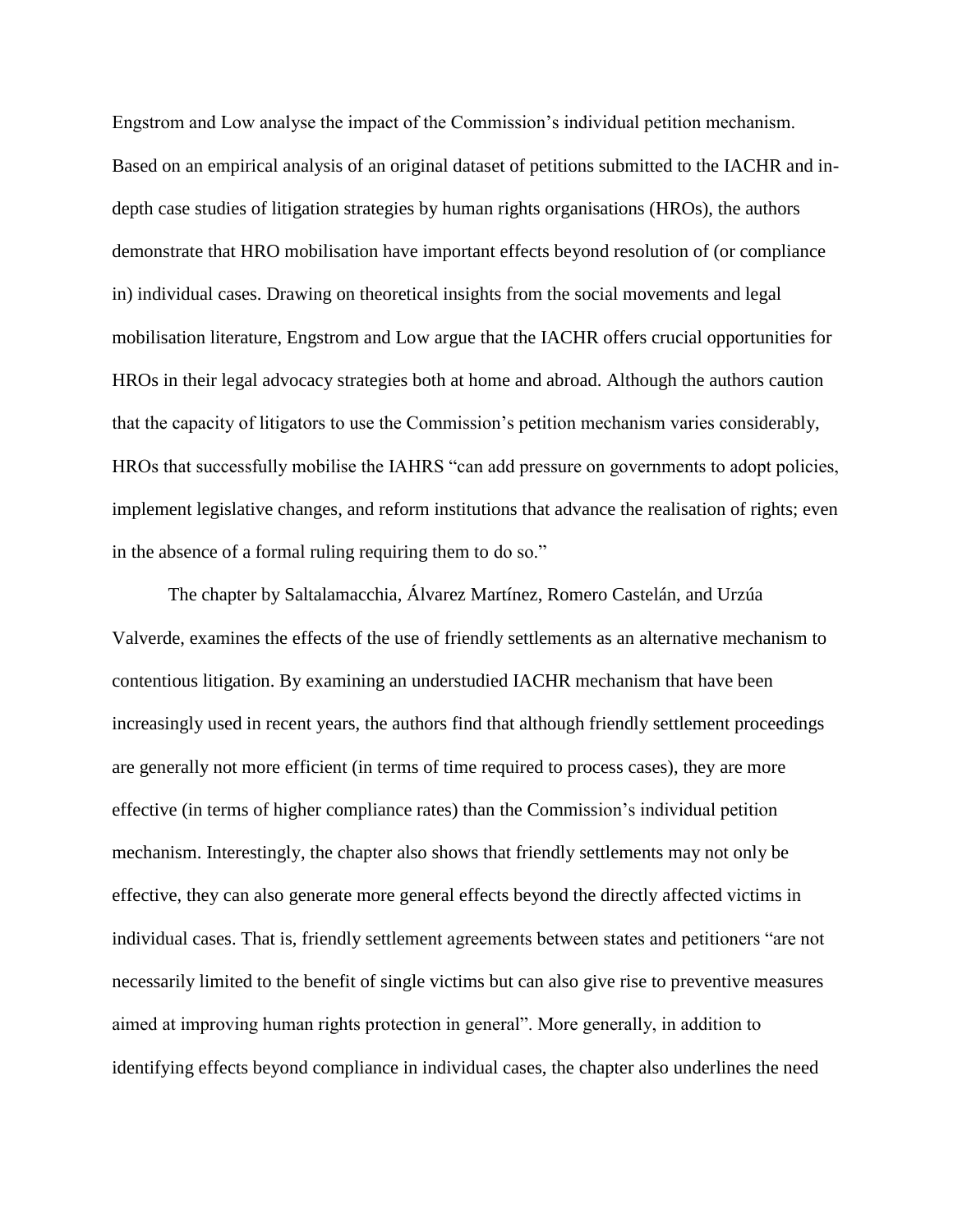Engstrom and Low analyse the impact of the Commission's individual petition mechanism. Based on an empirical analysis of an original dataset of petitions submitted to the IACHR and in-depth case studies of litigation strategies by human rights organisations (HROs), the authors demonstrate that HRO mobilisation have important effects beyond resolution of (or compliance in) individual cases. Drawing on theoretical insights from the social movements and legal mobilisation literature, Engstrom and Low argue that the IACHR offers crucial opportunities for HROs in their legal advocacy strategies both at home and abroad. Although the authors caution that the capacity of litigators to use the Commission's petition mechanism varies considerably, HROs that successfully mobilise the IAHRS "can add pressure on governments to adopt policies, implement legislative changes, and reform institutions that advance the realisation of rights; even in the absence of a formal ruling requiring them to do so."

The chapter by Saltalamacchia, Álvarez Martínez, Romero Castelán, and Urzúa Valverde, examines the effects of the use of friendly settlements as an alternative mechanism to contentious litigation. By examining an understudied IACHR mechanism that have been increasingly used in recent years, the authors find that although friendly settlement proceedings are generally not more efficient (in terms of time required to process cases), they are more effective (in terms of higher compliance rates) than the Commission's individual petition mechanism. Interestingly, the chapter also shows that friendly settlements may not only be effective, they can also generate more general effects beyond the directly affected victims in individual cases. That is, friendly settlement agreements between states and petitioners "are not necessarily limited to the benefit of single victims but can also give rise to preventive measures aimed at improving human rights protection in general". More generally, in addition to identifying effects beyond compliance in individual cases, the chapter also underlines the need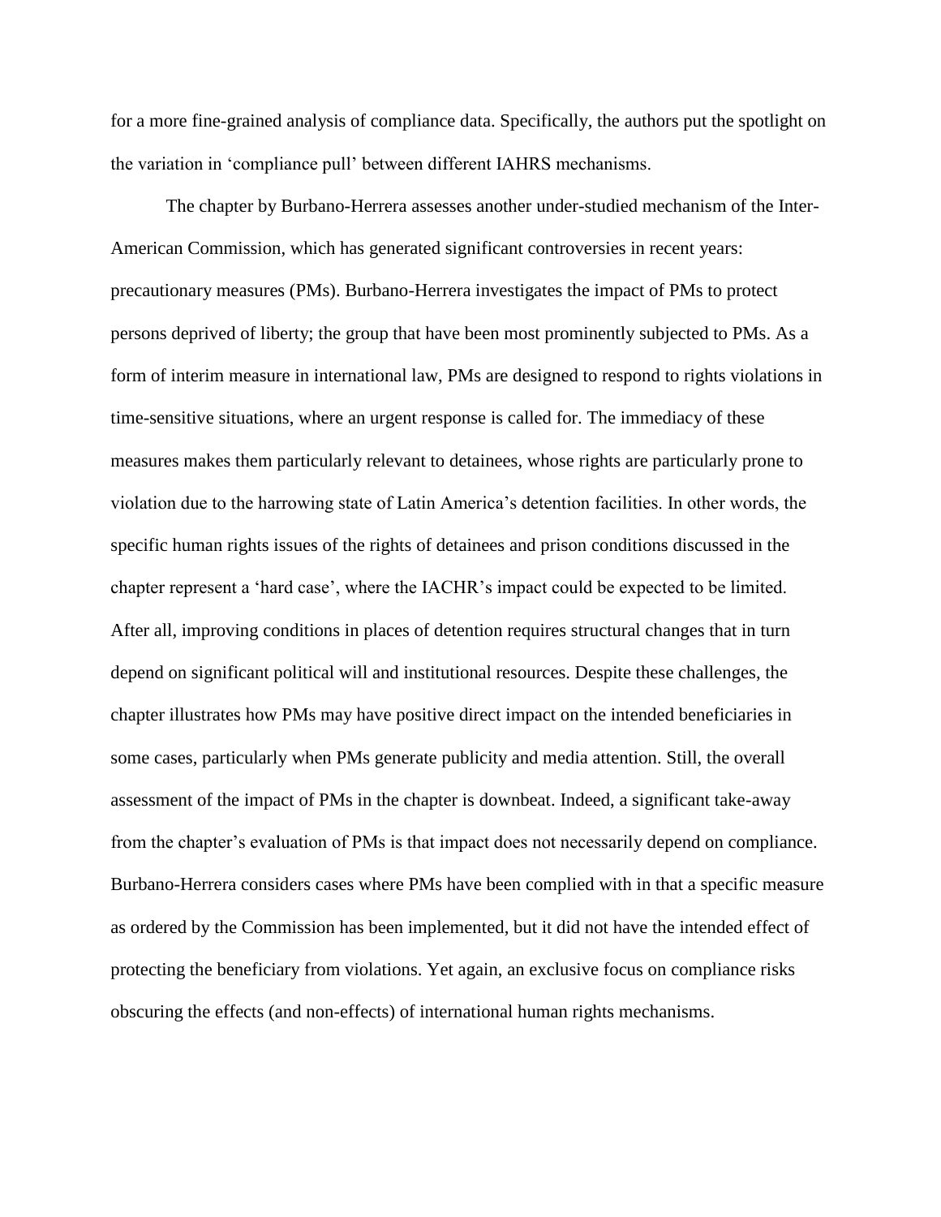for a more fine-grained analysis of compliance data. Specifically, the authors put the spotlight on the variation in 'compliance pull' between different IAHRS mechanisms.

The chapter by Burbano-Herrera assesses another under-studied mechanism of the Inter-American Commission, which has generated significant controversies in recent years: precautionary measures (PMs). Burbano-Herrera investigates the impact of PMs to protect persons deprived of liberty; the group that have been most prominently subjected to PMs. As a form of interim measure in international law, PMs are designed to respond to rights violations in time-sensitive situations, where an urgent response is called for. The immediacy of these measures makes them particularly relevant to detainees, whose rights are particularly prone to violation due to the harrowing state of Latin America's detention facilities. In other words, the specific human rights issues of the rights of detainees and prison conditions discussed in the chapter represent a 'hard case', where the IACHR's impact could be expected to be limited. After all, improving conditions in places of detention requires structural changes that in turn depend on significant political will and institutional resources. Despite these challenges, the chapter illustrates how PMs may have positive direct impact on the intended beneficiaries in some cases, particularly when PMs generate publicity and media attention. Still, the overall assessment of the impact of PMs in the chapter is downbeat. Indeed, a significant take-away from the chapter's evaluation of PMs is that impact does not necessarily depend on compliance. Burbano-Herrera considers cases where PMs have been complied with in that a specific measure as ordered by the Commission has been implemented, but it did not have the intended effect of protecting the beneficiary from violations. Yet again, an exclusive focus on compliance risks obscuring the effects (and non-effects) of international human rights mechanisms.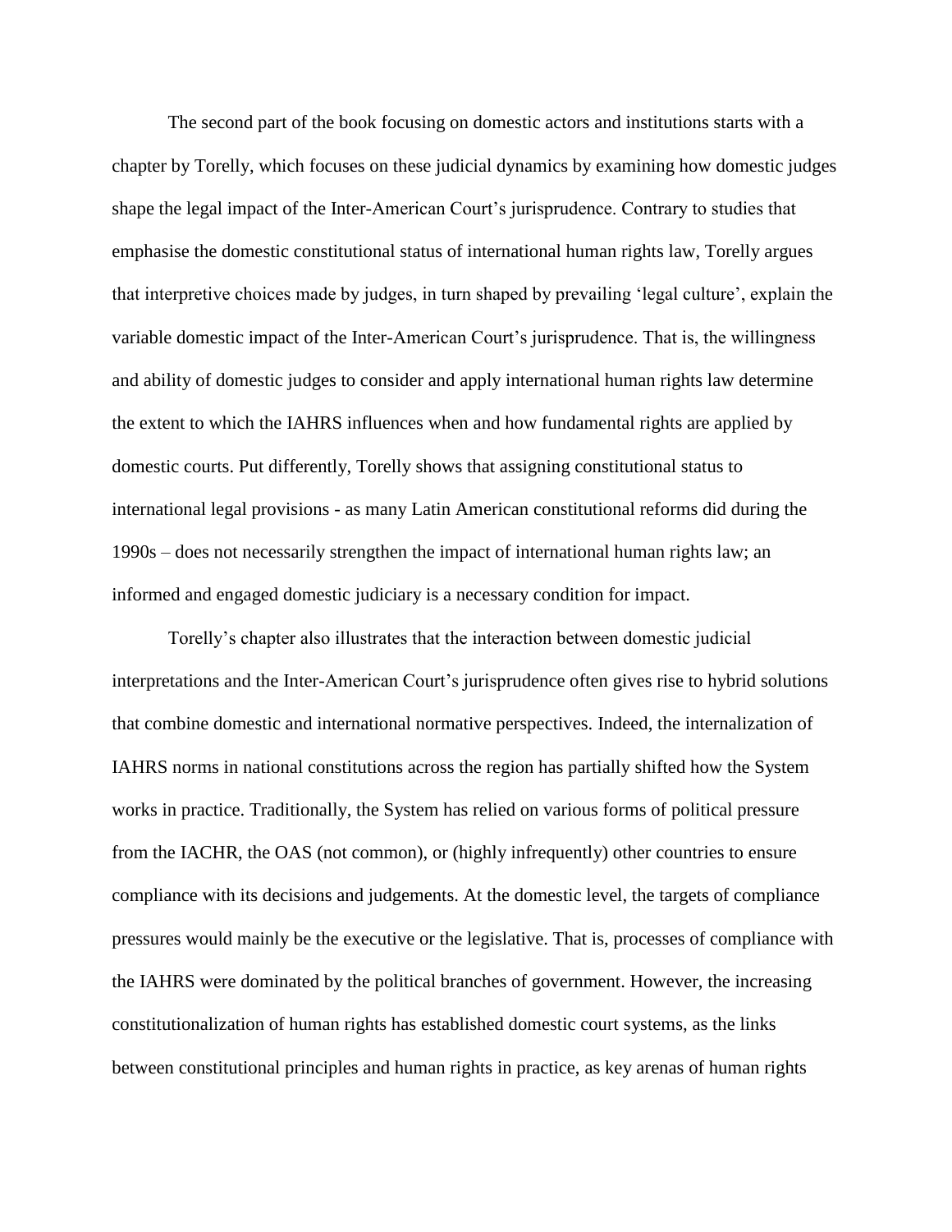The second part of the book focusing on domestic actors and institutions starts with a chapter by Torelly, which focuses on these judicial dynamics by examining how domestic judges shape the legal impact of the Inter-American Court's jurisprudence. Contrary to studies that emphasise the domestic constitutional status of international human rights law, Torelly argues that interpretive choices made by judges, in turn shaped by prevailing 'legal culture', explain the variable domestic impact of the Inter-American Court's jurisprudence. That is, the willingness and ability of domestic judges to consider and apply international human rights law determine the extent to which the IAHRS influences when and how fundamental rights are applied by domestic courts. Put differently, Torelly shows that assigning constitutional status to international legal provisions - as many Latin American constitutional reforms did during the 1990s – does not necessarily strengthen the impact of international human rights law; an informed and engaged domestic judiciary is a necessary condition for impact.

Torelly's chapter also illustrates that the interaction between domestic judicial interpretations and the Inter-American Court's jurisprudence often gives rise to hybrid solutions that combine domestic and international normative perspectives. Indeed, the internalization of IAHRS norms in national constitutions across the region has partially shifted how the System works in practice. Traditionally, the System has relied on various forms of political pressure from the IACHR, the OAS (not common), or (highly infrequently) other countries to ensure compliance with its decisions and judgements. At the domestic level, the targets of compliance pressures would mainly be the executive or the legislative. That is, processes of compliance with the IAHRS were dominated by the political branches of government. However, the increasing constitutionalization of human rights has established domestic court systems, as the links between constitutional principles and human rights in practice, as key arenas of human rights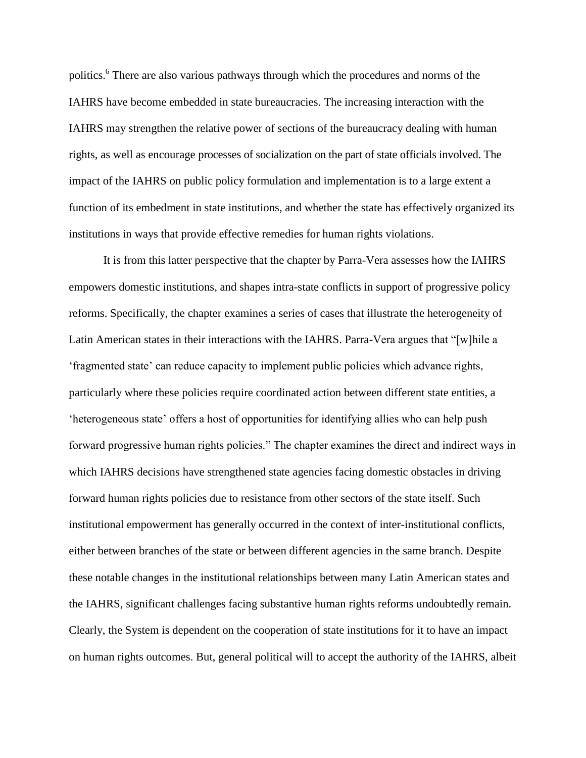politics.[6] There are also various pathways through which the procedures and norms of the IAHRS have become embedded in state bureaucracies. The increasing interaction with the IAHRS may strengthen the relative power of sections of the bureaucracy dealing with human rights, as well as encourage processes of socialization on the part of state officials involved. The impact of the IAHRS on public policy formulation and implementation is to a large extent a function of its embedment in state institutions, and whether the state has effectively organized its institutions in ways that provide effective remedies for human rights violations.

It is from this latter perspective that the chapter by Parra-Vera assesses how the IAHRS empowers domestic institutions, and shapes intra-state conflicts in support of progressive policy reforms. Specifically, the chapter examines a series of cases that illustrate the heterogeneity of Latin American states in their interactions with the IAHRS. Parra-Vera argues that "[w]hile a 'fragmented state' can reduce capacity to implement public policies which advance rights, particularly where these policies require coordinated action between different state entities, a 'heterogeneous state' offers a host of opportunities for identifying allies who can help push forward progressive human rights policies." The chapter examines the direct and indirect ways in which IAHRS decisions have strengthened state agencies facing domestic obstacles in driving forward human rights policies due to resistance from other sectors of the state itself. Such institutional empowerment has generally occurred in the context of inter-institutional conflicts, either between branches of the state or between different agencies in the same branch. Despite these notable changes in the institutional relationships between many Latin American states and the IAHRS, significant challenges facing substantive human rights reforms undoubtedly remain. Clearly, the System is dependent on the cooperation of state institutions for it to have an impact on human rights outcomes. But, general political will to accept the authority of the IAHRS, albeit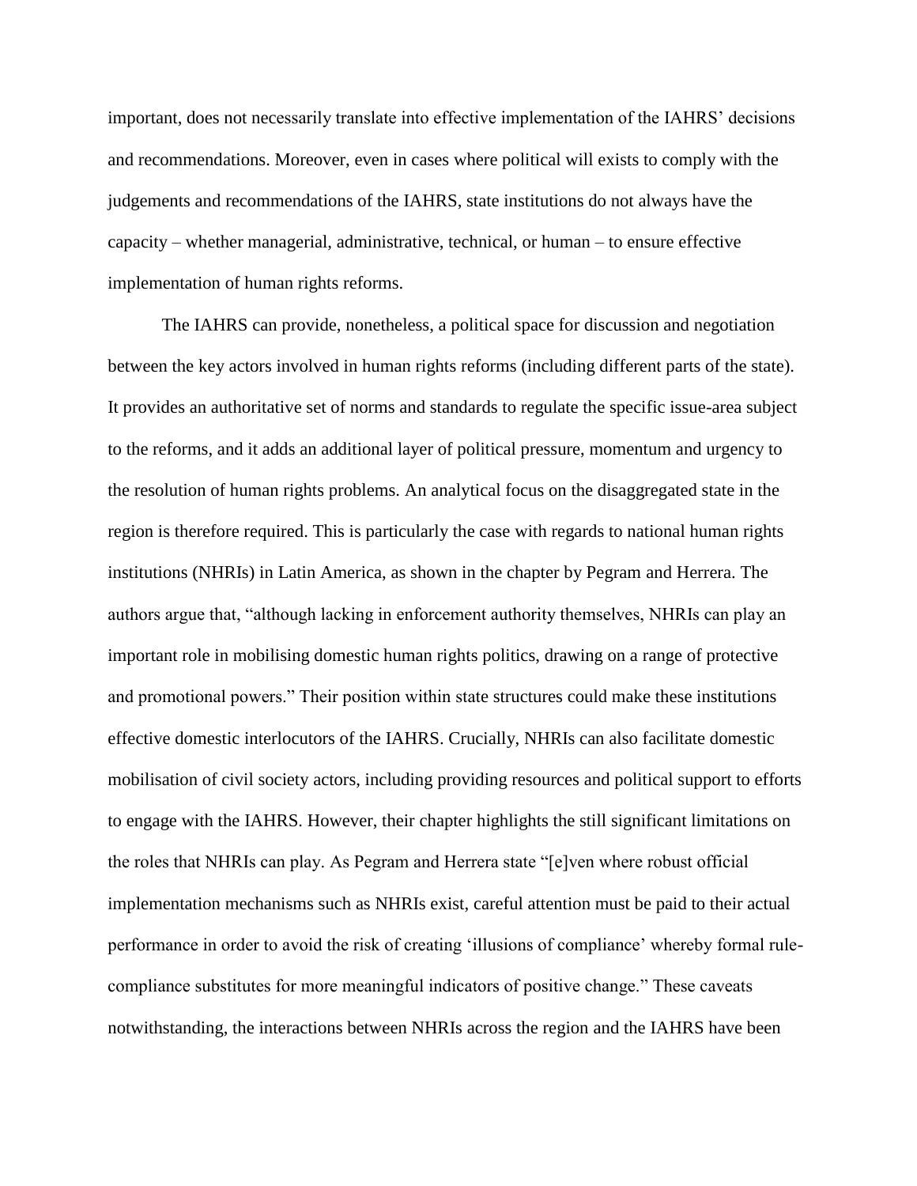important, does not necessarily translate into effective implementation of the IAHRS' decisions and recommendations. Moreover, even in cases where political will exists to comply with the judgements and recommendations of the IAHRS, state institutions do not always have the capacity – whether managerial, administrative, technical, or human – to ensure effective implementation of human rights reforms.

The IAHRS can provide, nonetheless, a political space for discussion and negotiation between the key actors involved in human rights reforms (including different parts of the state). It provides an authoritative set of norms and standards to regulate the specific issue-area subject to the reforms, and it adds an additional layer of political pressure, momentum and urgency to the resolution of human rights problems. An analytical focus on the disaggregated state in the region is therefore required. This is particularly the case with regards to national human rights institutions (NHRIs) in Latin America, as shown in the chapter by Pegram and Herrera. The authors argue that, "although lacking in enforcement authority themselves, NHRIs can play an important role in mobilising domestic human rights politics, drawing on a range of protective and promotional powers." Their position within state structures could make these institutions effective domestic interlocutors of the IAHRS. Crucially, NHRIs can also facilitate domestic mobilisation of civil society actors, including providing resources and political support to efforts to engage with the IAHRS. However, their chapter highlights the still significant limitations on the roles that NHRIs can play. As Pegram and Herrera state "[e]ven where robust official implementation mechanisms such as NHRIs exist, careful attention must be paid to their actual performance in order to avoid the risk of creating 'illusions of compliance' whereby formal rule-compliance substitutes for more meaningful indicators of positive change." These caveats notwithstanding, the interactions between NHRIs across the region and the IAHRS have been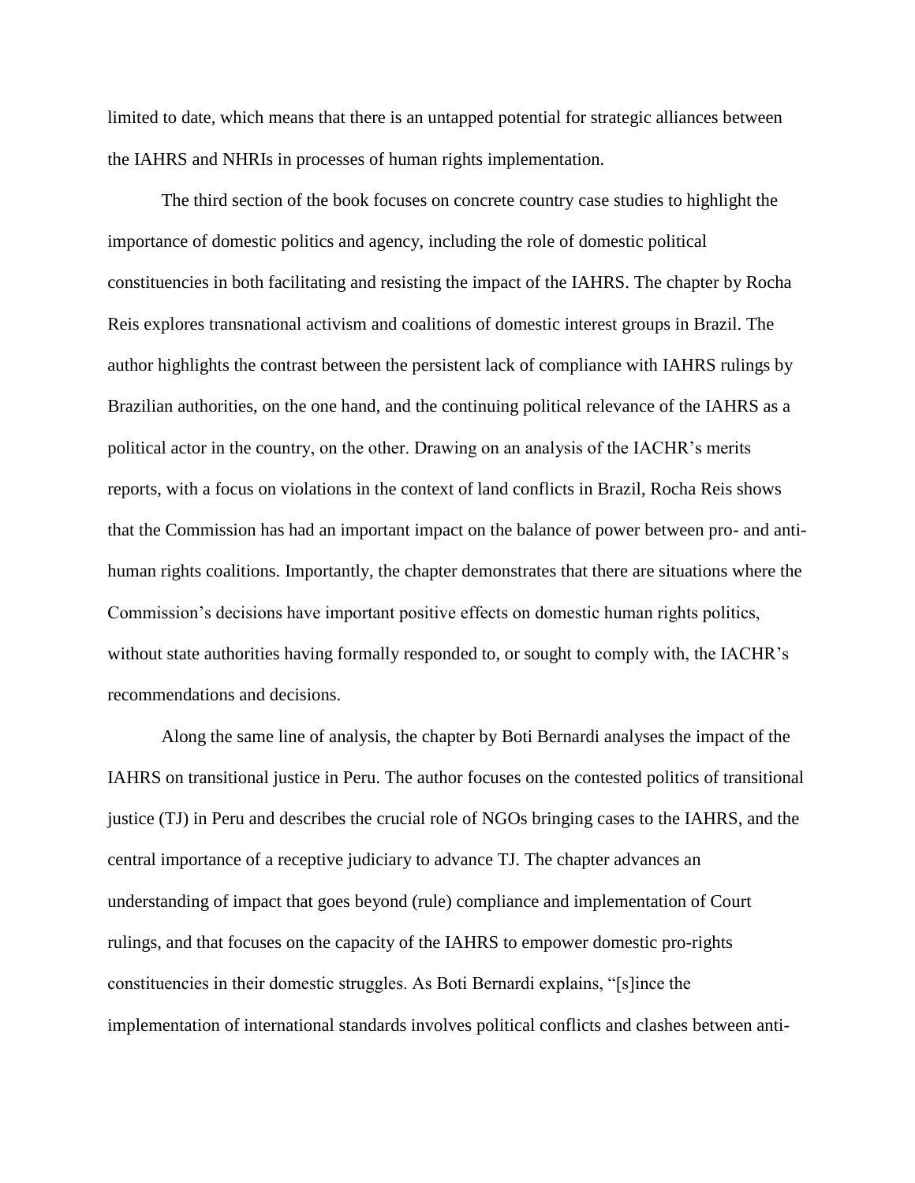limited to date, which means that there is an untapped potential for strategic alliances between the IAHRS and NHRIs in processes of human rights implementation.

The third section of the book focuses on concrete country case studies to highlight the importance of domestic politics and agency, including the role of domestic political constituencies in both facilitating and resisting the impact of the IAHRS. The chapter by Rocha Reis explores transnational activism and coalitions of domestic interest groups in Brazil. The author highlights the contrast between the persistent lack of compliance with IAHRS rulings by Brazilian authorities, on the one hand, and the continuing political relevance of the IAHRS as a political actor in the country, on the other. Drawing on an analysis of the IACHR's merits reports, with a focus on violations in the context of land conflicts in Brazil, Rocha Reis shows that the Commission has had an important impact on the balance of power between pro- and anti-human rights coalitions. Importantly, the chapter demonstrates that there are situations where the Commission's decisions have important positive effects on domestic human rights politics, without state authorities having formally responded to, or sought to comply with, the IACHR's recommendations and decisions.

Along the same line of analysis, the chapter by Boti Bernardi analyses the impact of the IAHRS on transitional justice in Peru. The author focuses on the contested politics of transitional justice (TJ) in Peru and describes the crucial role of NGOs bringing cases to the IAHRS, and the central importance of a receptive judiciary to advance TJ. The chapter advances an understanding of impact that goes beyond (rule) compliance and implementation of Court rulings, and that focuses on the capacity of the IAHRS to empower domestic pro-rights constituencies in their domestic struggles. As Boti Bernardi explains, "[s]ince the implementation of international standards involves political conflicts and clashes between anti-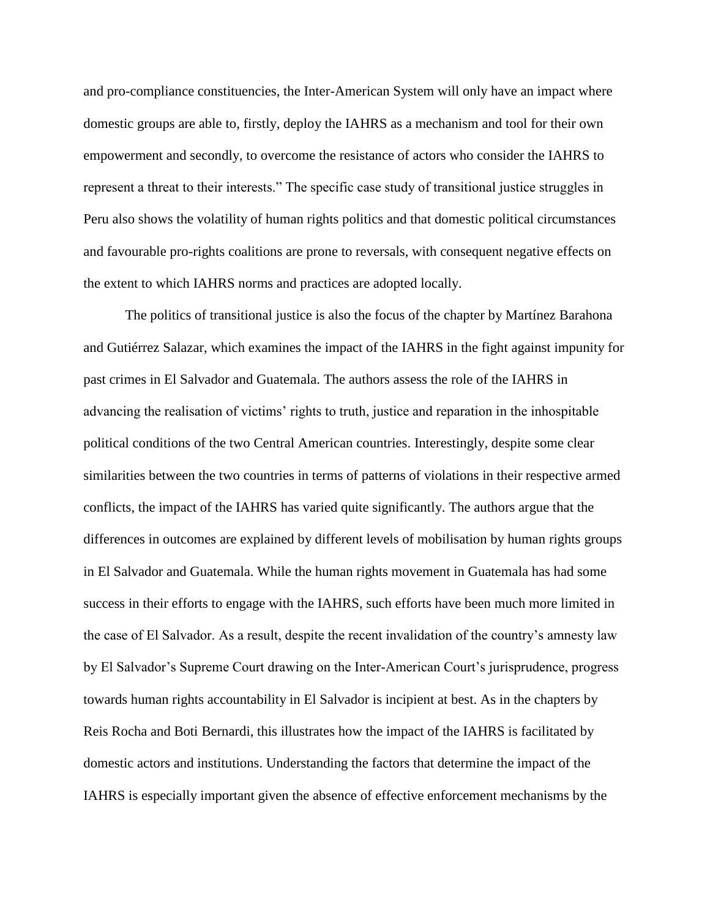and pro-compliance constituencies, the Inter-American System will only have an impact where domestic groups are able to, firstly, deploy the IAHRS as a mechanism and tool for their own empowerment and secondly, to overcome the resistance of actors who consider the IAHRS to represent a threat to their interests." The specific case study of transitional justice struggles in Peru also shows the volatility of human rights politics and that domestic political circumstances and favourable pro-rights coalitions are prone to reversals, with consequent negative effects on the extent to which IAHRS norms and practices are adopted locally.

The politics of transitional justice is also the focus of the chapter by Martínez Barahona and Gutiérrez Salazar, which examines the impact of the IAHRS in the fight against impunity for past crimes in El Salvador and Guatemala. The authors assess the role of the IAHRS in advancing the realisation of victims' rights to truth, justice and reparation in the inhospitable political conditions of the two Central American countries. Interestingly, despite some clear similarities between the two countries in terms of patterns of violations in their respective armed conflicts, the impact of the IAHRS has varied quite significantly. The authors argue that the differences in outcomes are explained by different levels of mobilisation by human rights groups in El Salvador and Guatemala. While the human rights movement in Guatemala has had some success in their efforts to engage with the IAHRS, such efforts have been much more limited in the case of El Salvador. As a result, despite the recent invalidation of the country's amnesty law by El Salvador's Supreme Court drawing on the Inter-American Court's jurisprudence, progress towards human rights accountability in El Salvador is incipient at best. As in the chapters by Reis Rocha and Boti Bernardi, this illustrates how the impact of the IAHRS is facilitated by domestic actors and institutions. Understanding the factors that determine the impact of the IAHRS is especially important given the absence of effective enforcement mechanisms by the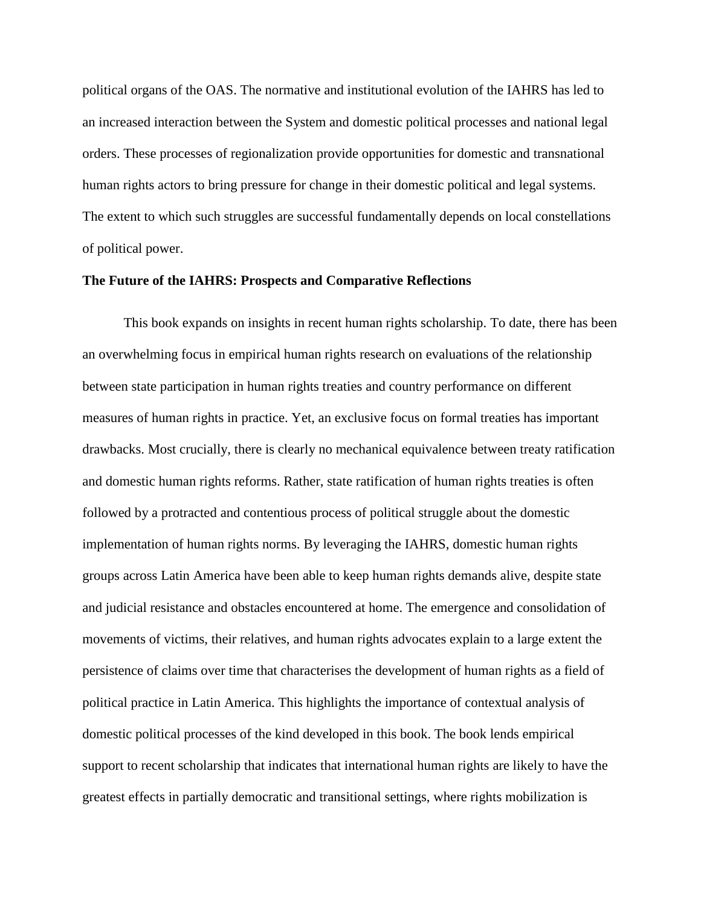political organs of the OAS. The normative and institutional evolution of the IAHRS has led to an increased interaction between the System and domestic political processes and national legal orders. These processes of regionalization provide opportunities for domestic and transnational human rights actors to bring pressure for change in their domestic political and legal systems. The extent to which such struggles are successful fundamentally depends on local constellations of political power.

**The Future of the IAHRS: Prospects and Comparative Reflections**

This book expands on insights in recent human rights scholarship. To date, there has been an overwhelming focus in empirical human rights research on evaluations of the relationship between state participation in human rights treaties and country performance on different measures of human rights in practice. Yet, an exclusive focus on formal treaties has important drawbacks. Most crucially, there is clearly no mechanical equivalence between treaty ratification and domestic human rights reforms. Rather, state ratification of human rights treaties is often followed by a protracted and contentious process of political struggle about the domestic implementation of human rights norms. By leveraging the IAHRS, domestic human rights groups across Latin America have been able to keep human rights demands alive, despite state and judicial resistance and obstacles encountered at home. The emergence and consolidation of movements of victims, their relatives, and human rights advocates explain to a large extent the persistence of claims over time that characterises the development of human rights as a field of political practice in Latin America. This highlights the importance of contextual analysis of domestic political processes of the kind developed in this book. The book lends empirical support to recent scholarship that indicates that international human rights are likely to have the greatest effects in partially democratic and transitional settings, where rights mobilization is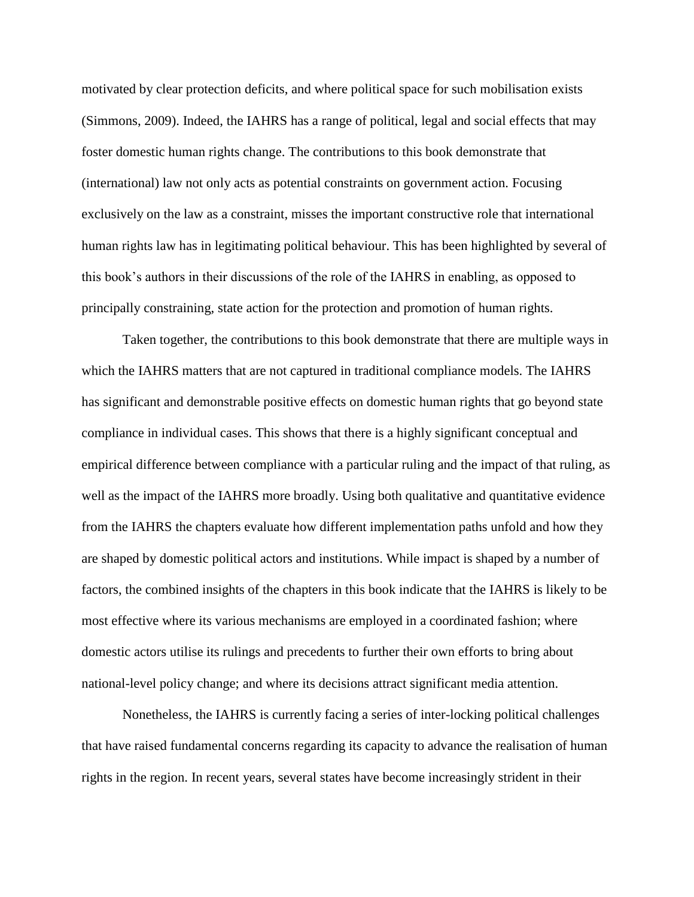motivated by clear protection deficits, and where political space for such mobilisation exists (Simmons, 2009). Indeed, the IAHRS has a range of political, legal and social effects that may foster domestic human rights change. The contributions to this book demonstrate that (international) law not only acts as potential constraints on government action. Focusing exclusively on the law as a constraint, misses the important constructive role that international human rights law has in legitimating political behaviour. This has been highlighted by several of this book's authors in their discussions of the role of the IAHRS in enabling, as opposed to principally constraining, state action for the protection and promotion of human rights.

Taken together, the contributions to this book demonstrate that there are multiple ways in which the IAHRS matters that are not captured in traditional compliance models. The IAHRS has significant and demonstrable positive effects on domestic human rights that go beyond state compliance in individual cases. This shows that there is a highly significant conceptual and empirical difference between compliance with a particular ruling and the impact of that ruling, as well as the impact of the IAHRS more broadly. Using both qualitative and quantitative evidence from the IAHRS the chapters evaluate how different implementation paths unfold and how they are shaped by domestic political actors and institutions. While impact is shaped by a number of factors, the combined insights of the chapters in this book indicate that the IAHRS is likely to be most effective where its various mechanisms are employed in a coordinated fashion; where domestic actors utilise its rulings and precedents to further their own efforts to bring about national-level policy change; and where its decisions attract significant media attention.

Nonetheless, the IAHRS is currently facing a series of inter-locking political challenges that have raised fundamental concerns regarding its capacity to advance the realisation of human rights in the region. In recent years, several states have become increasingly strident in their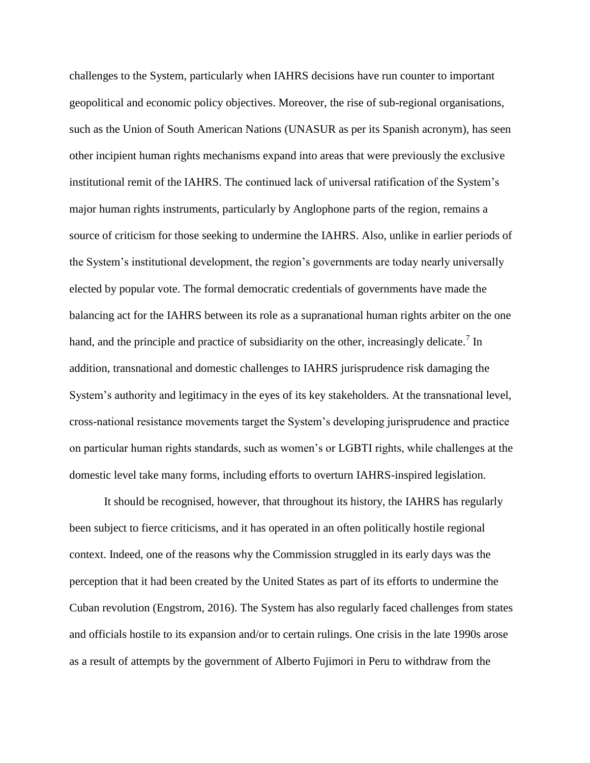challenges to the System, particularly when IAHRS decisions have run counter to important geopolitical and economic policy objectives. Moreover, the rise of sub-regional organisations, such as the Union of South American Nations (UNASUR as per its Spanish acronym), has seen other incipient human rights mechanisms expand into areas that were previously the exclusive institutional remit of the IAHRS. The continued lack of universal ratification of the System's major human rights instruments, particularly by Anglophone parts of the region, remains a source of criticism for those seeking to undermine the IAHRS. Also, unlike in earlier periods of the System's institutional development, the region's governments are today nearly universally elected by popular vote. The formal democratic credentials of governments have made the balancing act for the IAHRS between its role as a supranational human rights arbiter on the one hand, and the principle and practice of subsidiarity on the other, increasingly delicate.[7] In addition, transnational and domestic challenges to IAHRS jurisprudence risk damaging the System's authority and legitimacy in the eyes of its key stakeholders. At the transnational level, cross-national resistance movements target the System's developing jurisprudence and practice on particular human rights standards, such as women's or LGBTI rights, while challenges at the domestic level take many forms, including efforts to overturn IAHRS-inspired legislation.

It should be recognised, however, that throughout its history, the IAHRS has regularly been subject to fierce criticisms, and it has operated in an often politically hostile regional context. Indeed, one of the reasons why the Commission struggled in its early days was the perception that it had been created by the United States as part of its efforts to undermine the Cuban revolution (Engstrom, 2016). The System has also regularly faced challenges from states and officials hostile to its expansion and/or to certain rulings. One crisis in the late 1990s arose as a result of attempts by the government of Alberto Fujimori in Peru to withdraw from the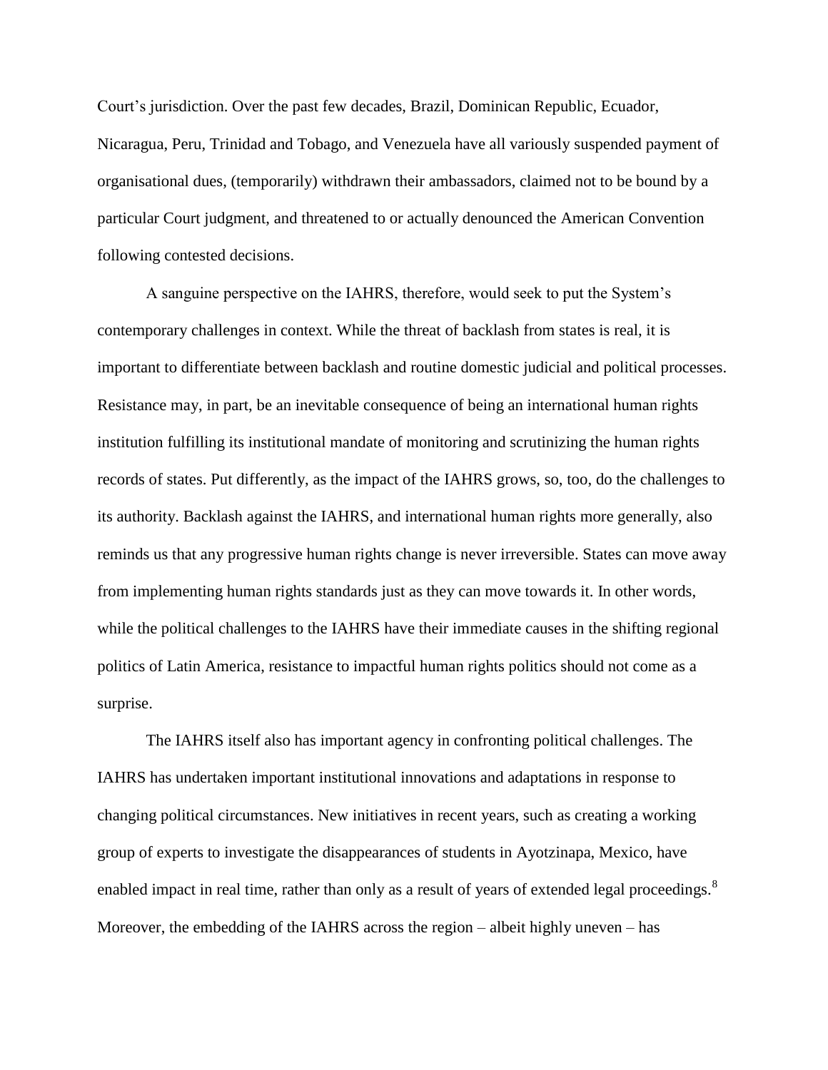Court's jurisdiction. Over the past few decades, Brazil, Dominican Republic, Ecuador, Nicaragua, Peru, Trinidad and Tobago, and Venezuela have all variously suspended payment of organisational dues, (temporarily) withdrawn their ambassadors, claimed not to be bound by a particular Court judgment, and threatened to or actually denounced the American Convention following contested decisions.

A sanguine perspective on the IAHRS, therefore, would seek to put the System's contemporary challenges in context. While the threat of backlash from states is real, it is important to differentiate between backlash and routine domestic judicial and political processes. Resistance may, in part, be an inevitable consequence of being an international human rights institution fulfilling its institutional mandate of monitoring and scrutinizing the human rights records of states. Put differently, as the impact of the IAHRS grows, so, too, do the challenges to its authority. Backlash against the IAHRS, and international human rights more generally, also reminds us that any progressive human rights change is never irreversible. States can move away from implementing human rights standards just as they can move towards it. In other words, while the political challenges to the IAHRS have their immediate causes in the shifting regional politics of Latin America, resistance to impactful human rights politics should not come as a surprise.

The IAHRS itself also has important agency in confronting political challenges. The IAHRS has undertaken important institutional innovations and adaptations in response to changing political circumstances. New initiatives in recent years, such as creating a working group of experts to investigate the disappearances of students in Ayotzinapa, Mexico, have enabled impact in real time, rather than only as a result of years of extended legal proceedings.[8] Moreover, the embedding of the IAHRS across the region – albeit highly uneven – has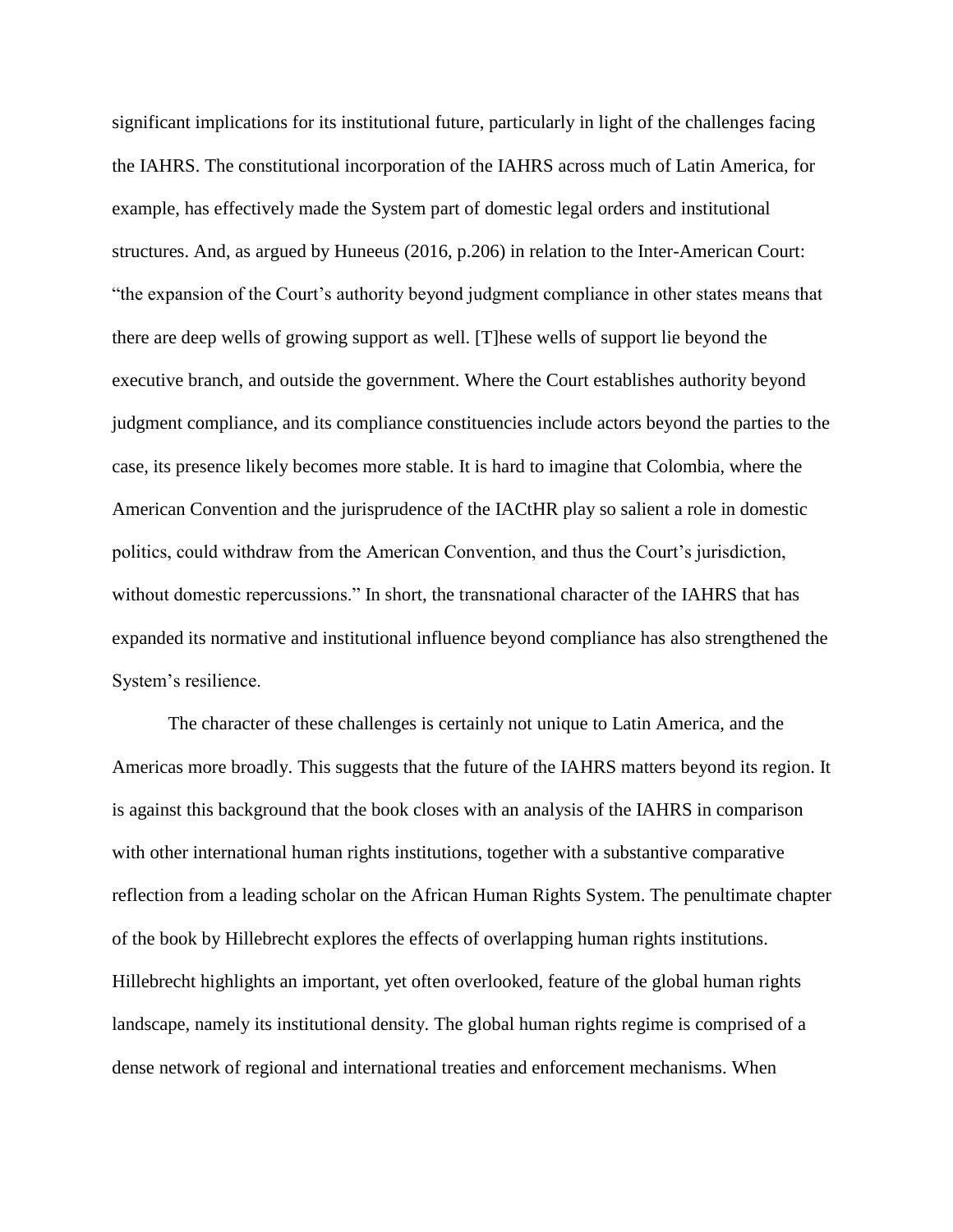significant implications for its institutional future, particularly in light of the challenges facing the IAHRS. The constitutional incorporation of the IAHRS across much of Latin America, for example, has effectively made the System part of domestic legal orders and institutional structures. And, as argued by Huneeus (2016, p.206) in relation to the Inter-American Court: "the expansion of the Court's authority beyond judgment compliance in other states means that there are deep wells of growing support as well. [T]hese wells of support lie beyond the executive branch, and outside the government. Where the Court establishes authority beyond judgment compliance, and its compliance constituencies include actors beyond the parties to the case, its presence likely becomes more stable. It is hard to imagine that Colombia, where the American Convention and the jurisprudence of the IACtHR play so salient a role in domestic politics, could withdraw from the American Convention, and thus the Court's jurisdiction, without domestic repercussions." In short, the transnational character of the IAHRS that has expanded its normative and institutional influence beyond compliance has also strengthened the System's resilience.

The character of these challenges is certainly not unique to Latin America, and the Americas more broadly. This suggests that the future of the IAHRS matters beyond its region. It is against this background that the book closes with an analysis of the IAHRS in comparison with other international human rights institutions, together with a substantive comparative reflection from a leading scholar on the African Human Rights System. The penultimate chapter of the book by Hillebrecht explores the effects of overlapping human rights institutions. Hillebrecht highlights an important, yet often overlooked, feature of the global human rights landscape, namely its institutional density. The global human rights regime is comprised of a dense network of regional and international treaties and enforcement mechanisms. When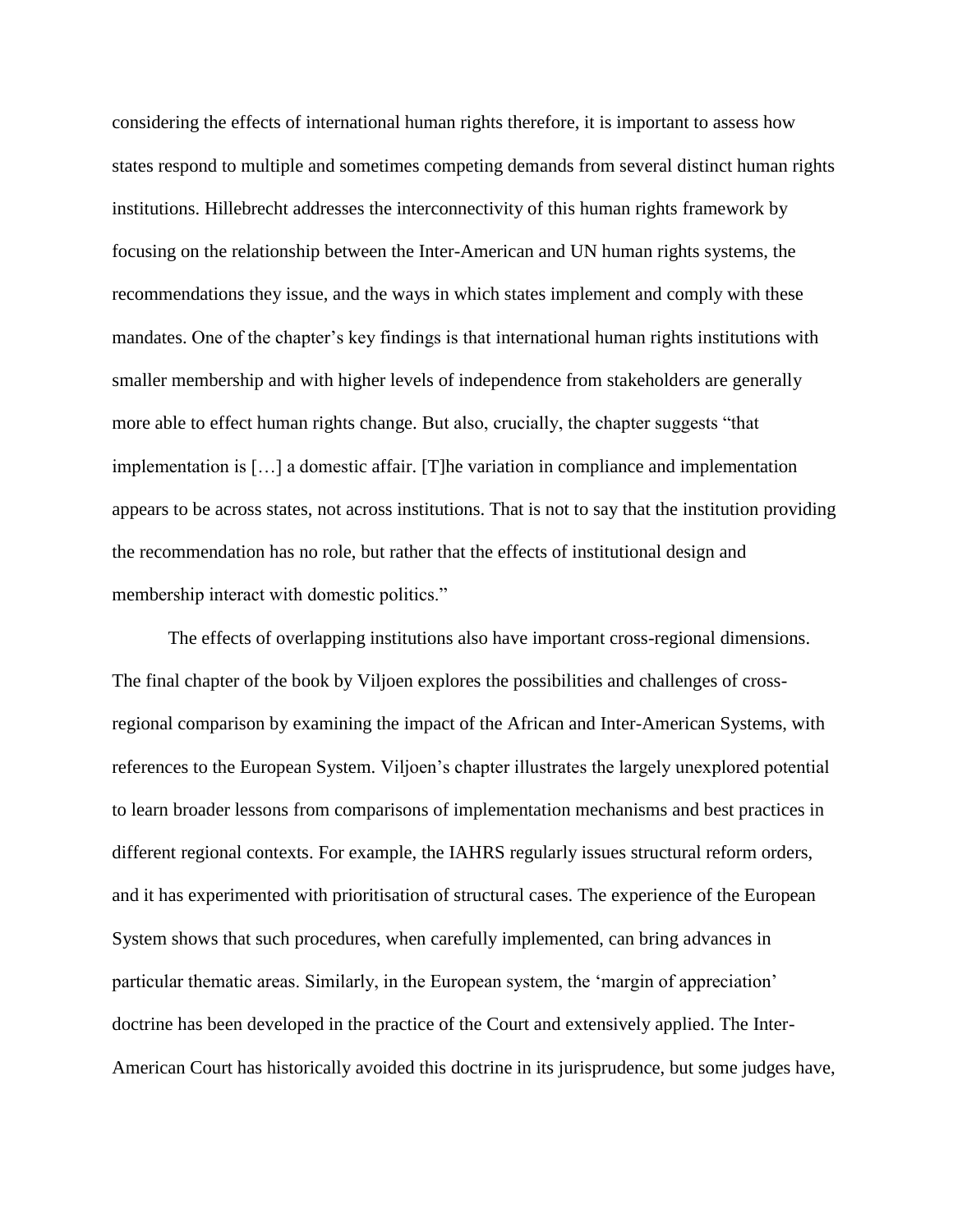considering the effects of international human rights therefore, it is important to assess how states respond to multiple and sometimes competing demands from several distinct human rights institutions. Hillebrecht addresses the interconnectivity of this human rights framework by focusing on the relationship between the Inter-American and UN human rights systems, the recommendations they issue, and the ways in which states implement and comply with these mandates. One of the chapter's key findings is that international human rights institutions with smaller membership and with higher levels of independence from stakeholders are generally more able to effect human rights change. But also, crucially, the chapter suggests "that implementation is […] a domestic affair. [T]he variation in compliance and implementation appears to be across states, not across institutions. That is not to say that the institution providing the recommendation has no role, but rather that the effects of institutional design and membership interact with domestic politics."

The effects of overlapping institutions also have important cross-regional dimensions. The final chapter of the book by Viljoen explores the possibilities and challenges of cross-regional comparison by examining the impact of the African and Inter-American Systems, with references to the European System. Viljoen's chapter illustrates the largely unexplored potential to learn broader lessons from comparisons of implementation mechanisms and best practices in different regional contexts. For example, the IAHRS regularly issues structural reform orders, and it has experimented with prioritisation of structural cases. The experience of the European System shows that such procedures, when carefully implemented, can bring advances in particular thematic areas. Similarly, in the European system, the 'margin of appreciation' doctrine has been developed in the practice of the Court and extensively applied. The Inter-American Court has historically avoided this doctrine in its jurisprudence, but some judges have,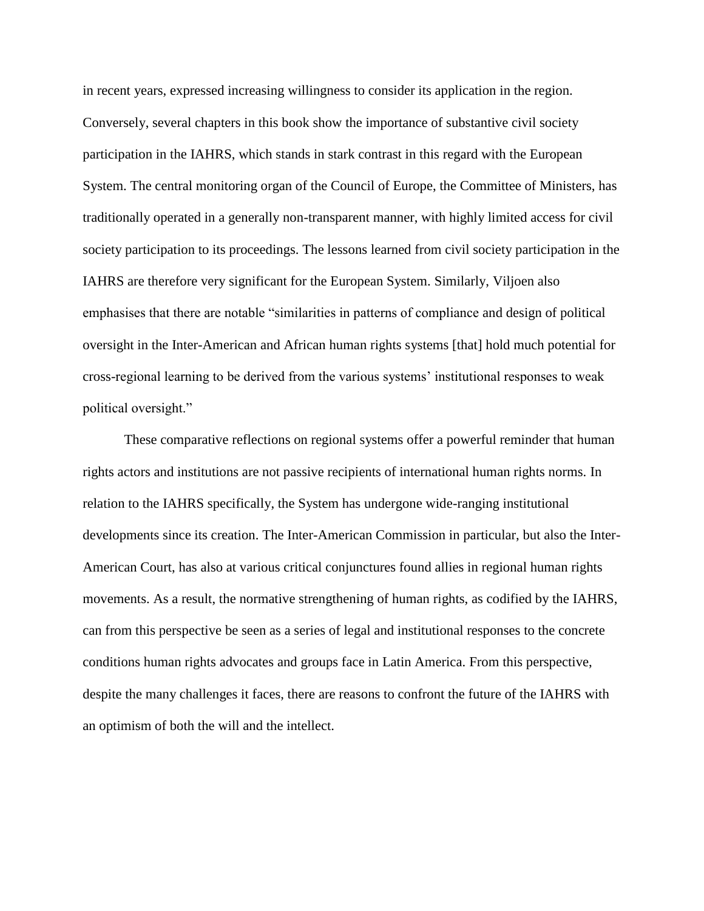in recent years, expressed increasing willingness to consider its application in the region. Conversely, several chapters in this book show the importance of substantive civil society participation in the IAHRS, which stands in stark contrast in this regard with the European System. The central monitoring organ of the Council of Europe, the Committee of Ministers, has traditionally operated in a generally non-transparent manner, with highly limited access for civil society participation to its proceedings. The lessons learned from civil society participation in the IAHRS are therefore very significant for the European System. Similarly, Viljoen also emphasises that there are notable "similarities in patterns of compliance and design of political oversight in the Inter-American and African human rights systems [that] hold much potential for cross-regional learning to be derived from the various systems' institutional responses to weak political oversight."

These comparative reflections on regional systems offer a powerful reminder that human rights actors and institutions are not passive recipients of international human rights norms. In relation to the IAHRS specifically, the System has undergone wide-ranging institutional developments since its creation. The Inter-American Commission in particular, but also the Inter-American Court, has also at various critical conjunctures found allies in regional human rights movements. As a result, the normative strengthening of human rights, as codified by the IAHRS, can from this perspective be seen as a series of legal and institutional responses to the concrete conditions human rights advocates and groups face in Latin America. From this perspective, despite the many challenges it faces, there are reasons to confront the future of the IAHRS with an optimism of both the will and the intellect.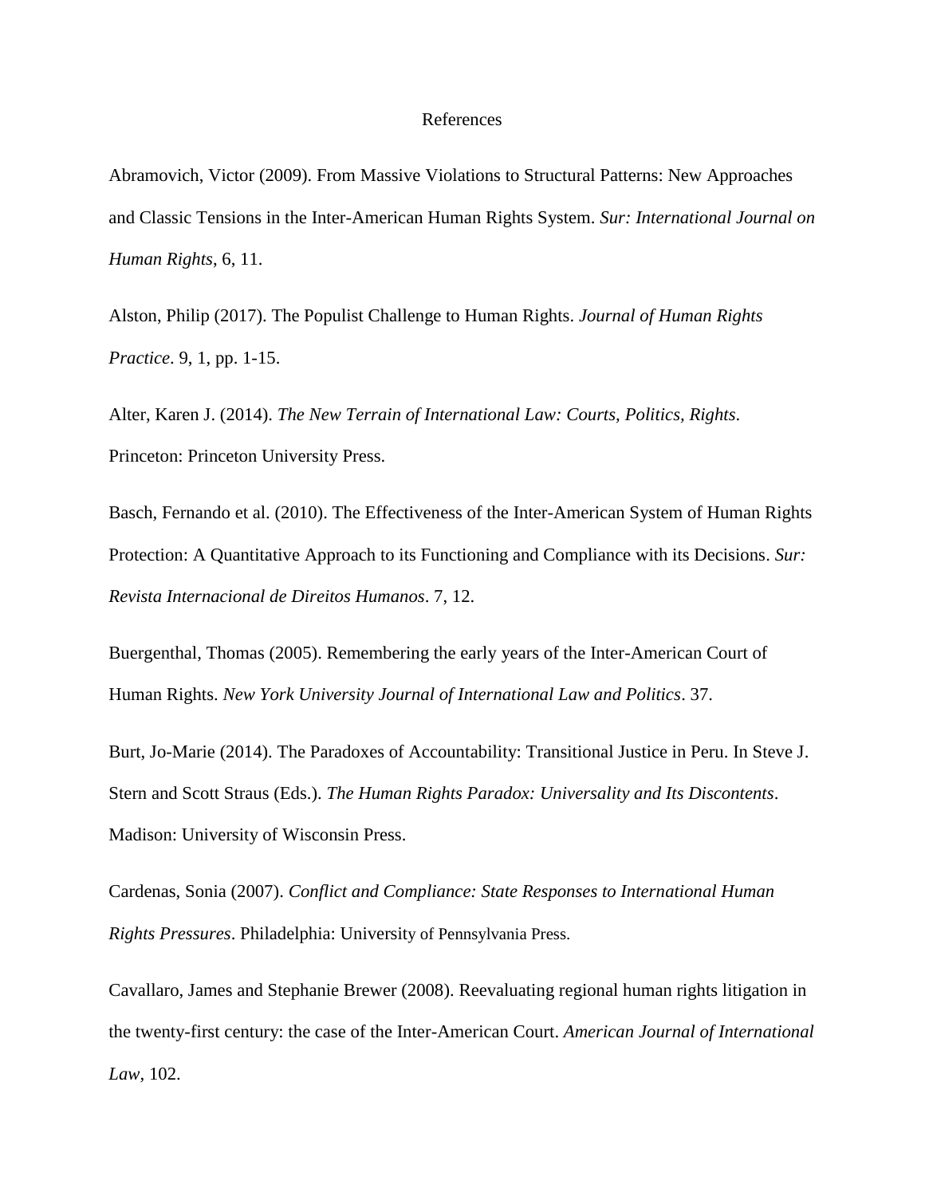# References

Abramovich, Victor (2009). From Massive Violations to Structural Patterns: New Approaches and Classic Tensions in the Inter-American Human Rights System. *Sur: International Journal on Human Rights*, 6, 11.

Alston, Philip (2017). The Populist Challenge to Human Rights. *Journal of Human Rights Practice*. 9, 1, pp. 1-15.

Alter, Karen J. (2014). *The New Terrain of International Law: Courts, Politics, Rights*. Princeton: Princeton University Press.

Basch, Fernando et al. (2010). The Effectiveness of the Inter-American System of Human Rights Protection: A Quantitative Approach to its Functioning and Compliance with its Decisions. *Sur: Revista Internacional de Direitos Humanos*. 7, 12.

Buergenthal, Thomas (2005). Remembering the early years of the Inter-American Court of Human Rights. *New York University Journal of International Law and Politics*. 37.

Burt, Jo-Marie (2014). The Paradoxes of Accountability: Transitional Justice in Peru. In Steve J. Stern and Scott Straus (Eds.). *The Human Rights Paradox: Universality and Its Discontents*. Madison: University of Wisconsin Press.

Cardenas, Sonia (2007). *Conflict and Compliance: State Responses to International Human Rights Pressures*. Philadelphia: University of Pennsylvania Press.

Cavallaro, James and Stephanie Brewer (2008). Reevaluating regional human rights litigation in the twenty-first century: the case of the Inter-American Court. *American Journal of International Law*, 102.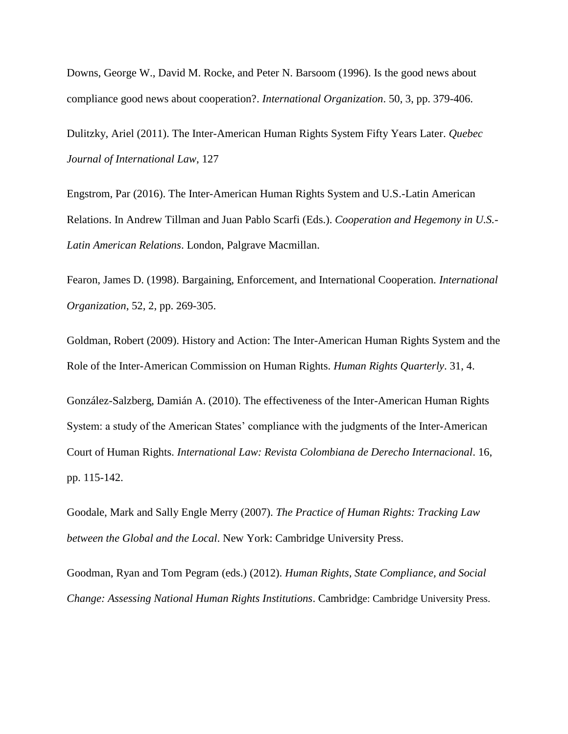Downs, George W., David M. Rocke, and Peter N. Barsoom (1996). Is the good news about compliance good news about cooperation?. *International Organization*. 50, 3, pp. 379-406.

Dulitzky, Ariel (2011). The Inter-American Human Rights System Fifty Years Later. *Quebec Journal of International Law*, 127

Engstrom, Par (2016). The Inter-American Human Rights System and U.S.-Latin American Relations. In Andrew Tillman and Juan Pablo Scarfi (Eds.). *Cooperation and Hegemony in U.S.-Latin American Relations*. London, Palgrave Macmillan.

Fearon, James D. (1998). Bargaining, Enforcement, and International Cooperation. *International Organization*, 52, 2, pp. 269-305.

Goldman, Robert (2009). History and Action: The Inter-American Human Rights System and the Role of the Inter-American Commission on Human Rights. *Human Rights Quarterly*. 31, 4.

González-Salzberg, Damián A. (2010). The effectiveness of the Inter-American Human Rights System: a study of the American States' compliance with the judgments of the Inter-American Court of Human Rights. *International Law: Revista Colombiana de Derecho Internacional*. 16, pp. 115-142.

Goodale, Mark and Sally Engle Merry (2007). *The Practice of Human Rights: Tracking Law between the Global and the Local*. New York: Cambridge University Press.

Goodman, Ryan and Tom Pegram (eds.) (2012). *Human Rights, State Compliance, and Social Change: Assessing National Human Rights Institutions*. Cambridge: Cambridge University Press.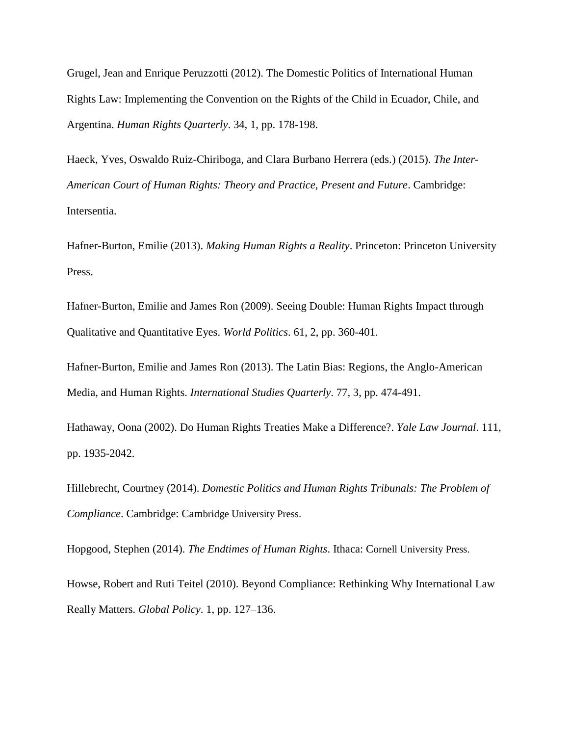Grugel, Jean and Enrique Peruzzotti (2012). The Domestic Politics of International Human Rights Law: Implementing the Convention on the Rights of the Child in Ecuador, Chile, and Argentina. *Human Rights Quarterly*. 34, 1, pp. 178-198.

Haeck, Yves, Oswaldo Ruiz-Chiriboga, and Clara Burbano Herrera (eds.) (2015). *The Inter-American Court of Human Rights: Theory and Practice, Present and Future*. Cambridge: Intersentia.

Hafner-Burton, Emilie (2013). *Making Human Rights a Reality*. Princeton: Princeton University Press.

Hafner-Burton, Emilie and James Ron (2009). Seeing Double: Human Rights Impact through Qualitative and Quantitative Eyes. *World Politics*. 61, 2, pp. 360-401.

Hafner-Burton, Emilie and James Ron (2013). The Latin Bias: Regions, the Anglo-American Media, and Human Rights. *International Studies Quarterly*. 77, 3, pp. 474-491.

Hathaway, Oona (2002). Do Human Rights Treaties Make a Difference?. *Yale Law Journal*. 111, pp. 1935-2042.

Hillebrecht, Courtney (2014). *Domestic Politics and Human Rights Tribunals: The Problem of Compliance*. Cambridge: Cambridge University Press.

Hopgood, Stephen (2014). *The Endtimes of Human Rights*. Ithaca: Cornell University Press.

Howse, Robert and Ruti Teitel (2010). Beyond Compliance: Rethinking Why International Law Really Matters. *Global Policy*. 1, pp. 127–136.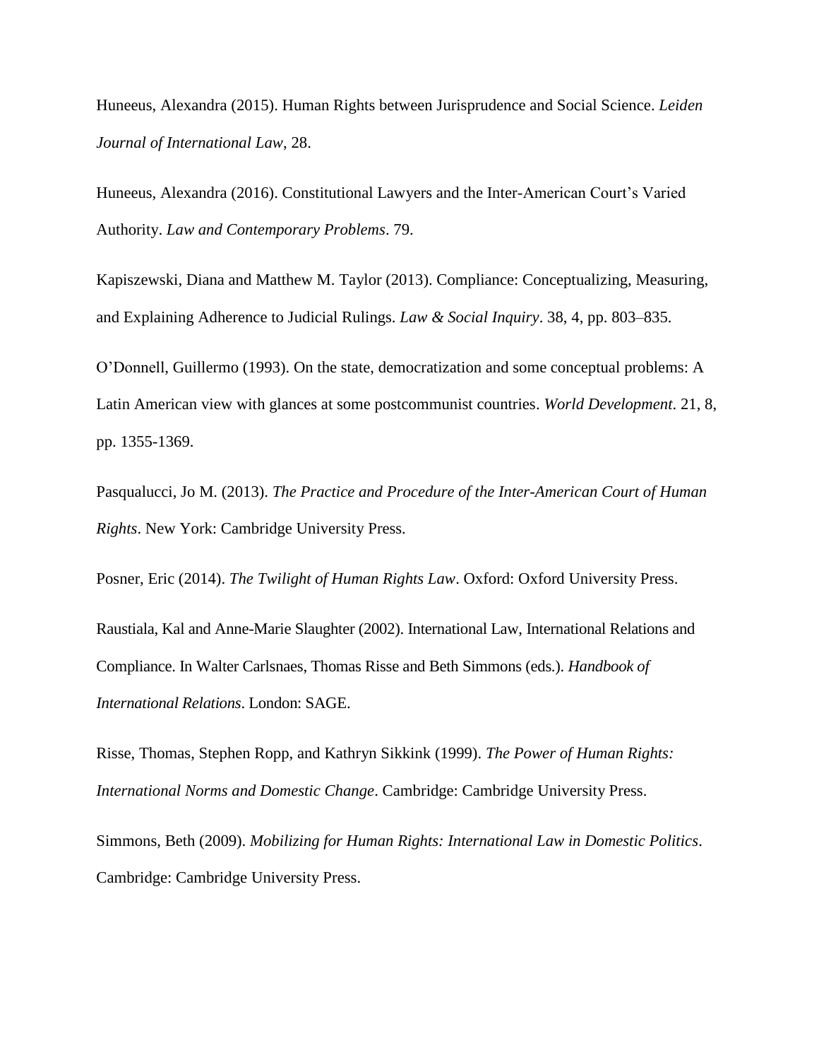Huneeus, Alexandra (2015). Human Rights between Jurisprudence and Social Science. *Leiden Journal of International Law*, 28.

Huneeus, Alexandra (2016). Constitutional Lawyers and the Inter-American Court's Varied Authority. *Law and Contemporary Problems*. 79.

Kapiszewski, Diana and Matthew M. Taylor (2013). Compliance: Conceptualizing, Measuring, and Explaining Adherence to Judicial Rulings. *Law & Social Inquiry*. 38, 4, pp. 803–835.

O'Donnell, Guillermo (1993). On the state, democratization and some conceptual problems: A Latin American view with glances at some postcommunist countries. *World Development*. 21, 8, pp. 1355-1369.

Pasqualucci, Jo M. (2013). *The Practice and Procedure of the Inter-American Court of Human Rights*. New York: Cambridge University Press.

Posner, Eric (2014). *The Twilight of Human Rights Law*. Oxford: Oxford University Press.

Raustiala, Kal and Anne-Marie Slaughter (2002). International Law, International Relations and Compliance. In Walter Carlsnaes, Thomas Risse and Beth Simmons (eds.). *Handbook of International Relations*. London: SAGE.

Risse, Thomas, Stephen Ropp, and Kathryn Sikkink (1999). *The Power of Human Rights: International Norms and Domestic Change*. Cambridge: Cambridge University Press.

Simmons, Beth (2009). *Mobilizing for Human Rights: International Law in Domestic Politics*. Cambridge: Cambridge University Press.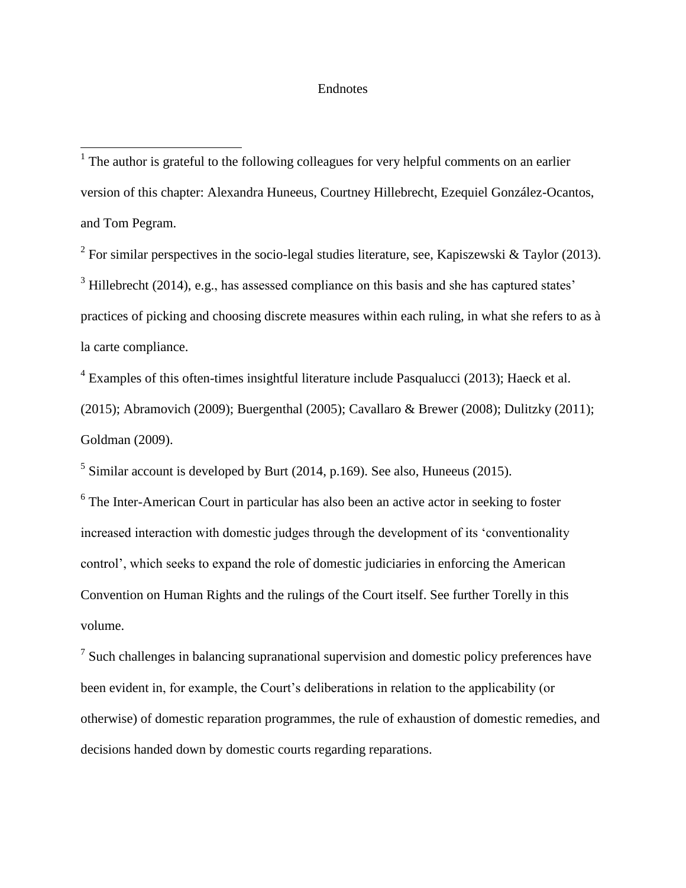# Endnotes

[1] The author is grateful to the following colleagues for very helpful comments on an earlier version of this chapter: Alexandra Huneeus, Courtney Hillebrecht, Ezequiel González-Ocantos, and Tom Pegram.

[2] For similar perspectives in the socio-legal studies literature, see, Kapiszewski & Taylor (2013).

[3] Hillebrecht (2014), e.g., has assessed compliance on this basis and she has captured states' practices of picking and choosing discrete measures within each ruling, in what she refers to as à la carte compliance.

[4] Examples of this often-times insightful literature include Pasqualucci (2013); Haeck et al. (2015); Abramovich (2009); Buergenthal (2005); Cavallaro & Brewer (2008); Dulitzky (2011); Goldman (2009).

[5] Similar account is developed by Burt (2014, p.169). See also, Huneeus (2015).

[6] The Inter-American Court in particular has also been an active actor in seeking to foster increased interaction with domestic judges through the development of its 'conventionality control', which seeks to expand the role of domestic judiciaries in enforcing the American Convention on Human Rights and the rulings of the Court itself. See further Torelly in this volume.

[7] Such challenges in balancing supranational supervision and domestic policy preferences have been evident in, for example, the Court's deliberations in relation to the applicability (or otherwise) of domestic reparation programmes, the rule of exhaustion of domestic remedies, and decisions handed down by domestic courts regarding reparations.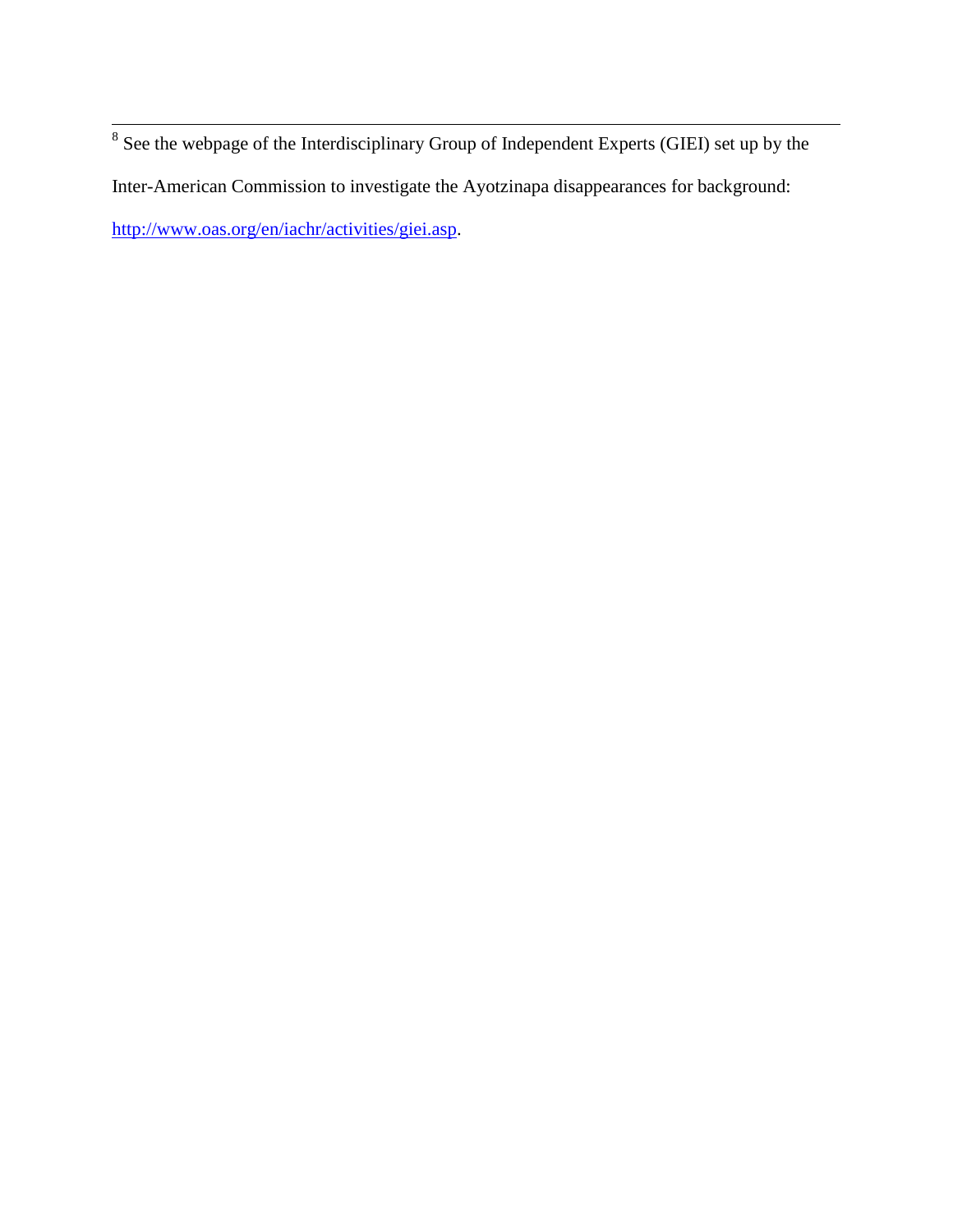[8] See the webpage of the Interdisciplinary Group of Independent Experts (GIEI) set up by the Inter-American Commission to investigate the Ayotzinapa disappearances for background: http://www.oas.org/en/iachr/activities/giei.asp.